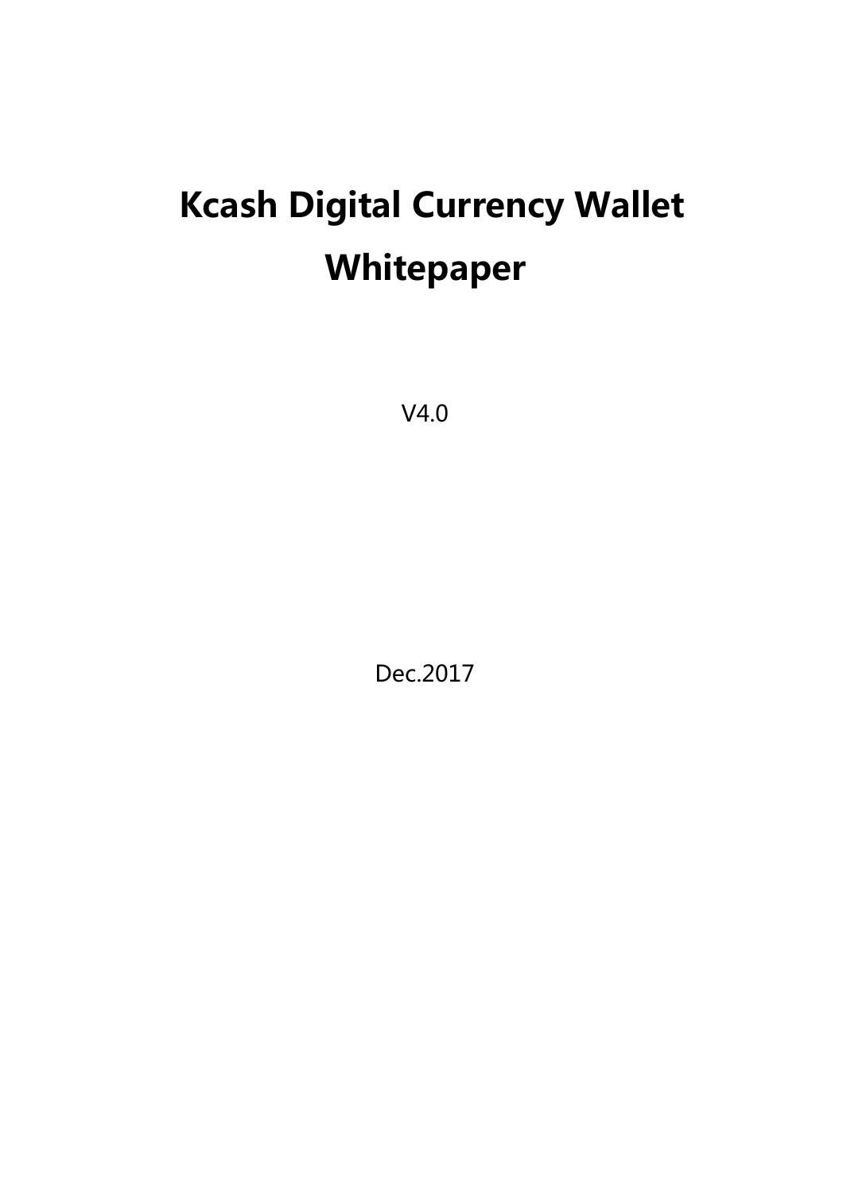# Kcash Digital Currency Wallet Whitepaper

V4.0

Dec.2017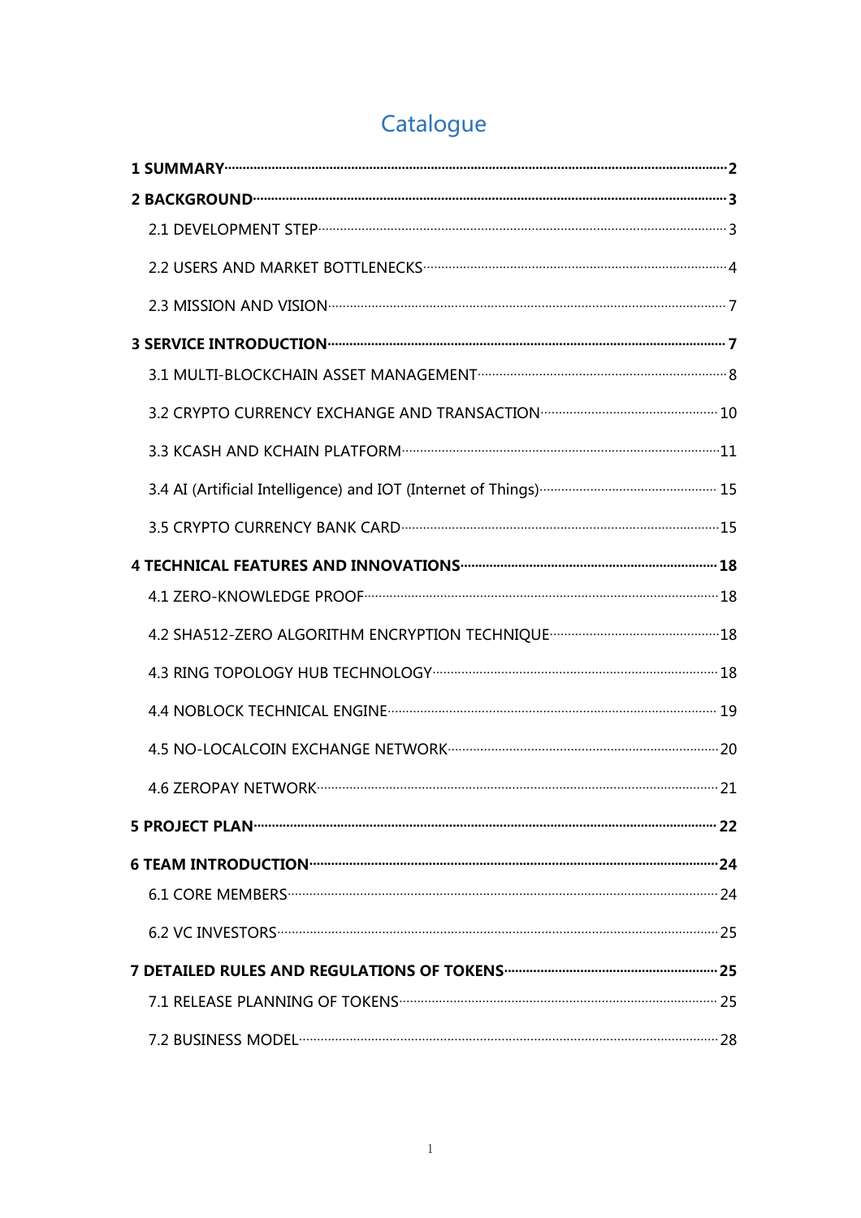# Catalogue

**1 SUMMARY** ..... **2**

**2 BACKGROUND** ..... **3**

- 2.1 DEVELOPMENT STEP ..... 3
- 2.2 USERS AND MARKET BOTTLENECKS ..... 4
- 2.3 MISSION AND VISION ..... 7

**3 SERVICE INTRODUCTION** ..... **7**

- 3.1 MULTI-BLOCKCHAIN ASSET MANAGEMENT ..... 8
- 3.2 CRYPTO CURRENCY EXCHANGE AND TRANSACTION ..... 10
- 3.3 KCASH AND KCHAIN PLATFORM ..... 11
- 3.4 AI (Artificial Intelligence) and IOT (Internet of Things) ..... 15
- 3.5 CRYPTO CURRENCY BANK CARD ..... 15

**4 TECHNICAL FEATURES AND INNOVATIONS** ..... **18**

- 4.1 ZERO-KNOWLEDGE PROOF ..... 18
- 4.2 SHA512-ZERO ALGORITHM ENCRYPTION TECHNIQUE ..... 18
- 4.3 RING TOPOLOGY HUB TECHNOLOGY ..... 18
- 4.4 NOBLOCK TECHNICAL ENGINE ..... 19
- 4.5 NO-LOCALCOIN EXCHANGE NETWORK ..... 20
- 4.6 ZEROPAY NETWORK ..... 21

**5 PROJECT PLAN** ..... **22**

**6 TEAM INTRODUCTION** ..... **24**

- 6.1 CORE MEMBERS ..... 24
- 6.2 VC INVESTORS ..... 25

**7 DETAILED RULES AND REGULATIONS OF TOKENS** ..... **25**

- 7.1 RELEASE PLANNING OF TOKENS ..... 25
- 7.2 BUSINESS MODEL ..... 28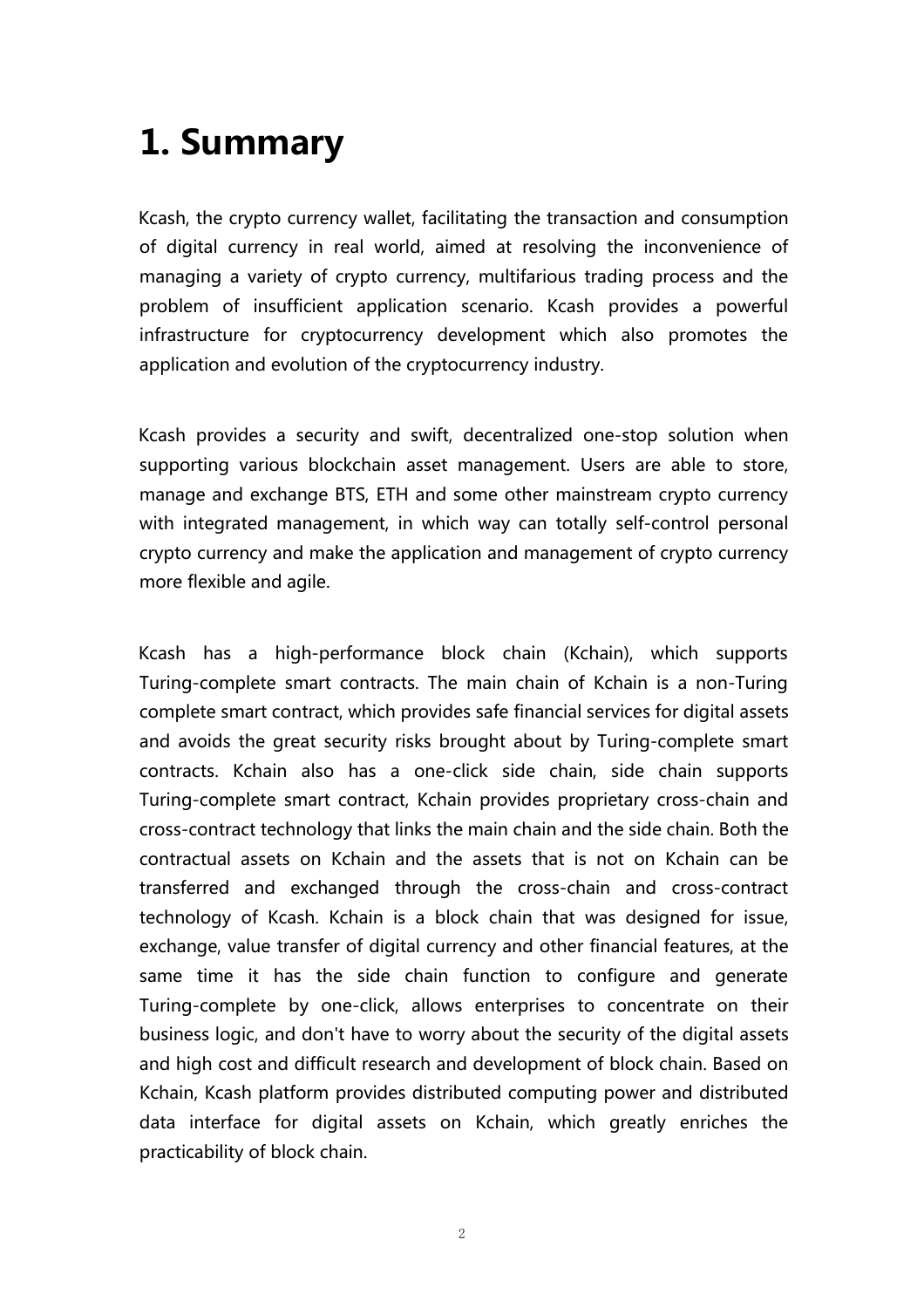# 1. Summary

Kcash, the crypto currency wallet, facilitating the transaction and consumption of digital currency in real world, aimed at resolving the inconvenience of managing a variety of crypto currency, multifarious trading process and the problem of insufficient application scenario. Kcash provides a powerful infrastructure for cryptocurrency development which also promotes the application and evolution of the cryptocurrency industry.

Kcash provides a security and swift, decentralized one-stop solution when supporting various blockchain asset management. Users are able to store, manage and exchange BTS, ETH and some other mainstream crypto currency with integrated management, in which way can totally self-control personal crypto currency and make the application and management of crypto currency more flexible and agile.

Kcash has a high-performance block chain (Kchain), which supports Turing-complete smart contracts. The main chain of Kchain is a non-Turing complete smart contract, which provides safe financial services for digital assets and avoids the great security risks brought about by Turing-complete smart contracts. Kchain also has a one-click side chain, side chain supports Turing-complete smart contract, Kchain provides proprietary cross-chain and cross-contract technology that links the main chain and the side chain. Both the contractual assets on Kchain and the assets that is not on Kchain can be transferred and exchanged through the cross-chain and cross-contract technology of Kcash. Kchain is a block chain that was designed for issue, exchange, value transfer of digital currency and other financial features, at the same time it has the side chain function to configure and generate Turing-complete by one-click, allows enterprises to concentrate on their business logic, and don't have to worry about the security of the digital assets and high cost and difficult research and development of block chain. Based on Kchain, Kcash platform provides distributed computing power and distributed data interface for digital assets on Kchain, which greatly enriches the practicability of block chain.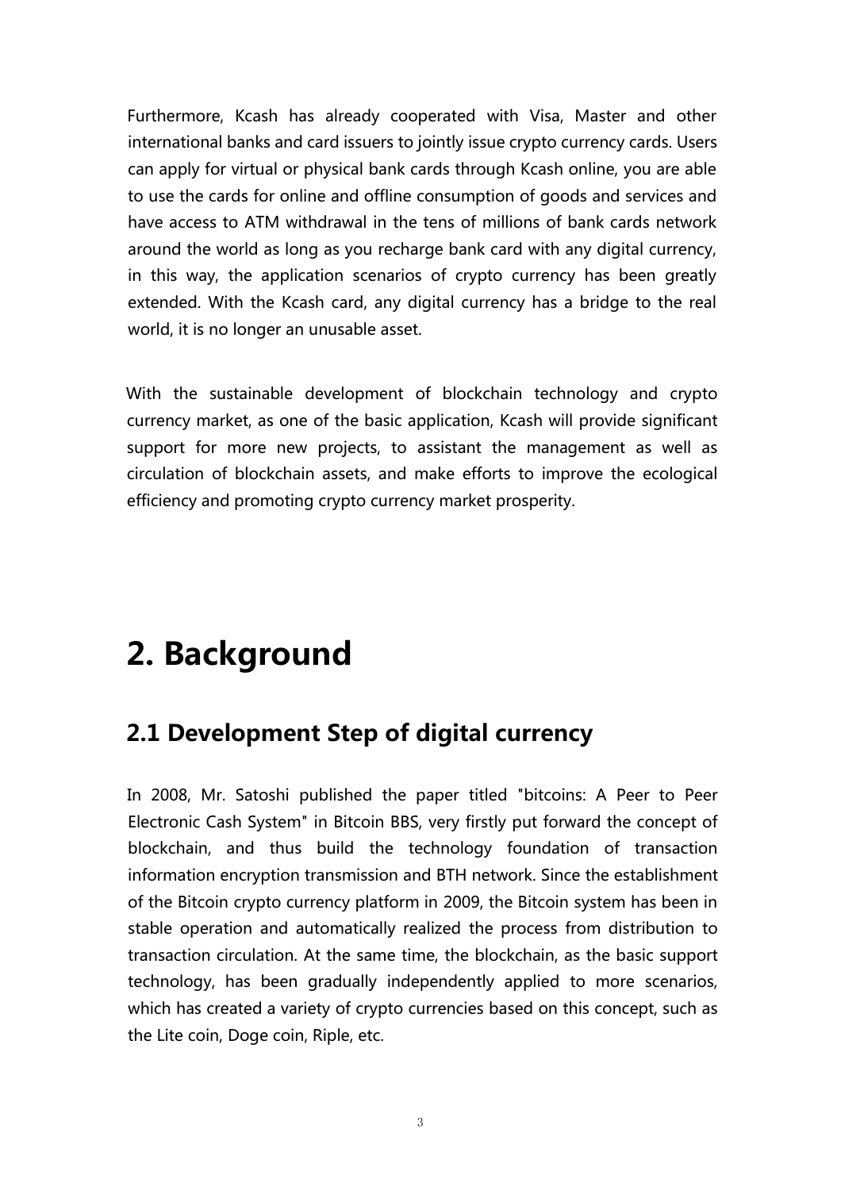Furthermore, Kcash has already cooperated with Visa, Master and other international banks and card issuers to jointly issue crypto currency cards. Users can apply for virtual or physical bank cards through Kcash online, you are able to use the cards for online and offline consumption of goods and services and have access to ATM withdrawal in the tens of millions of bank cards network around the world as long as you recharge bank card with any digital currency, in this way, the application scenarios of crypto currency has been greatly extended. With the Kcash card, any digital currency has a bridge to the real world, it is no longer an unusable asset.

With the sustainable development of blockchain technology and crypto currency market, as one of the basic application, Kcash will provide significant support for more new projects, to assistant the management as well as circulation of blockchain assets, and make efforts to improve the ecological efficiency and promoting crypto currency market prosperity.

# 2. Background

## 2.1 Development Step of digital currency

In 2008, Mr. Satoshi published the paper titled "bitcoins: A Peer to Peer Electronic Cash System" in Bitcoin BBS, very firstly put forward the concept of blockchain, and thus build the technology foundation of transaction information encryption transmission and BTH network. Since the establishment of the Bitcoin crypto currency platform in 2009, the Bitcoin system has been in stable operation and automatically realized the process from distribution to transaction circulation. At the same time, the blockchain, as the basic support technology, has been gradually independently applied to more scenarios, which has created a variety of crypto currencies based on this concept, such as the Lite coin, Doge coin, Riple, etc.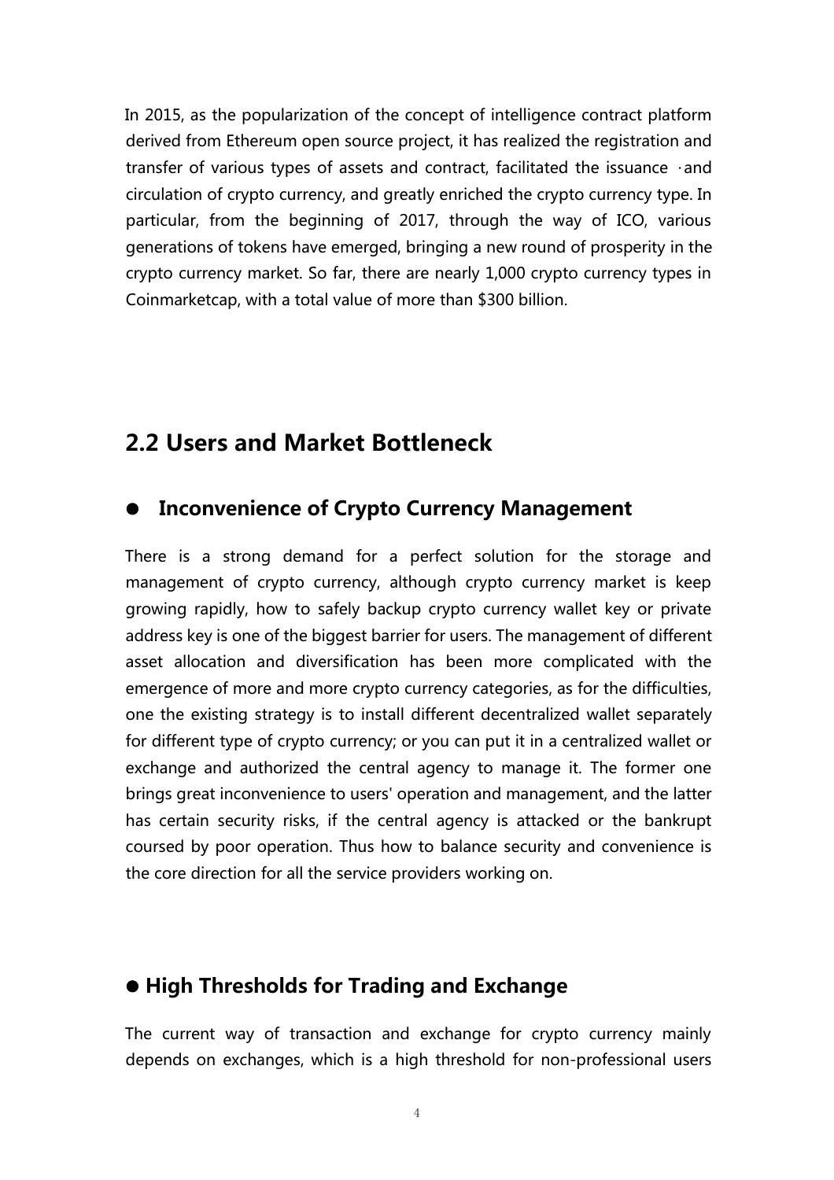In 2015, as the popularization of the concept of intelligence contract platform derived from Ethereum open source project, it has realized the registration and transfer of various types of assets and contract, facilitated the issuance ·and circulation of crypto currency, and greatly enriched the crypto currency type. In particular, from the beginning of 2017, through the way of ICO, various generations of tokens have emerged, bringing a new round of prosperity in the crypto currency market. So far, there are nearly 1,000 crypto currency types in Coinmarketcap, with a total value of more than $300 billion.

## 2.2 Users and Market Bottleneck

### ● Inconvenience of Crypto Currency Management

There is a strong demand for a perfect solution for the storage and management of crypto currency, although crypto currency market is keep growing rapidly, how to safely backup crypto currency wallet key or private address key is one of the biggest barrier for users. The management of different asset allocation and diversification has been more complicated with the emergence of more and more crypto currency categories, as for the difficulties, one the existing strategy is to install different decentralized wallet separately for different type of crypto currency; or you can put it in a centralized wallet or exchange and authorized the central agency to manage it. The former one brings great inconvenience to users' operation and management, and the latter has certain security risks, if the central agency is attacked or the bankrupt coursed by poor operation. Thus how to balance security and convenience is the core direction for all the service providers working on.

### ● High Thresholds for Trading and Exchange

The current way of transaction and exchange for crypto currency mainly depends on exchanges, which is a high threshold for non-professional users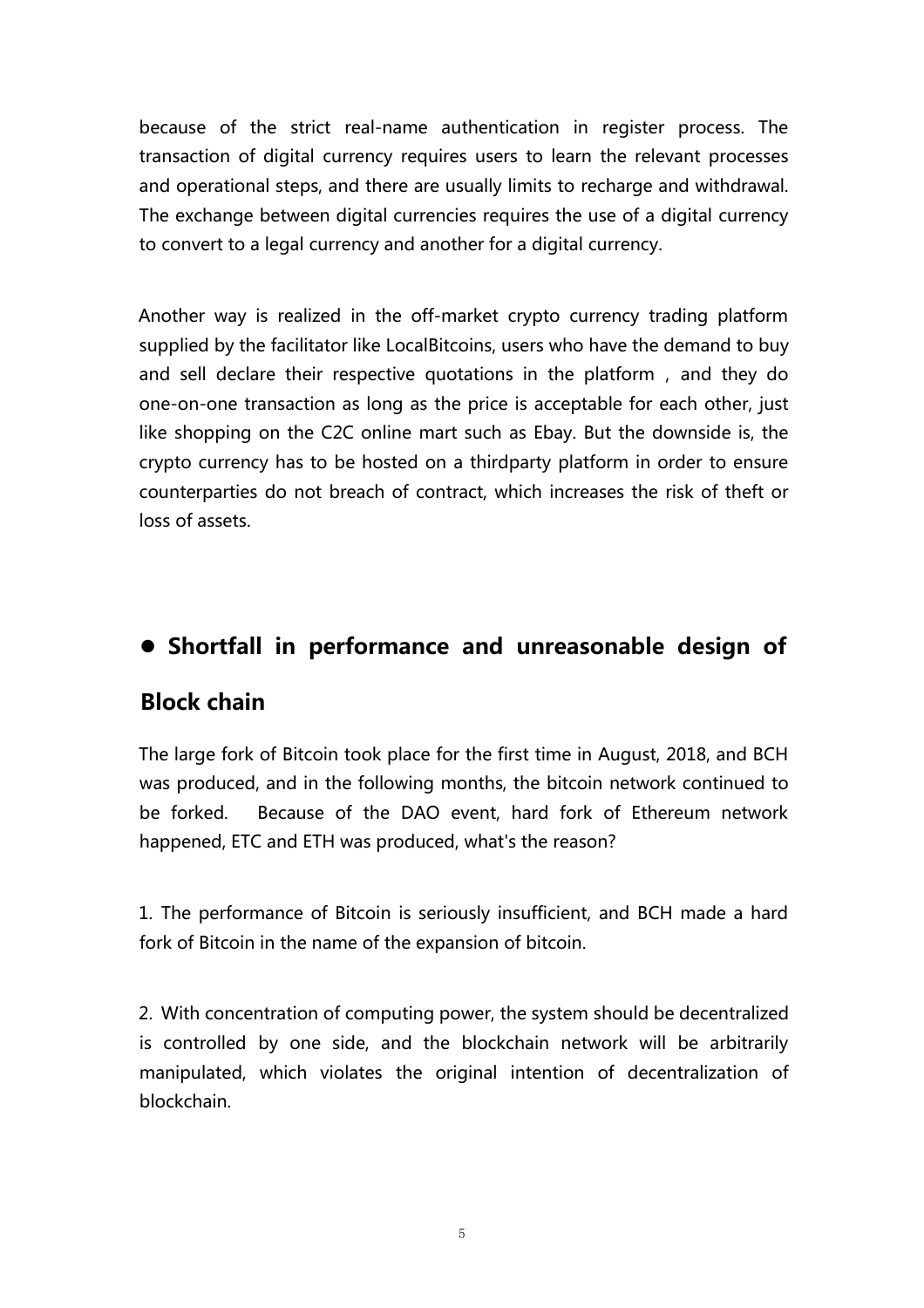because of the strict real-name authentication in register process. The transaction of digital currency requires users to learn the relevant processes and operational steps, and there are usually limits to recharge and withdrawal. The exchange between digital currencies requires the use of a digital currency to convert to a legal currency and another for a digital currency.

Another way is realized in the off-market crypto currency trading platform supplied by the facilitator like LocalBitcoins, users who have the demand to buy and sell declare their respective quotations in the platform , and they do one-on-one transaction as long as the price is acceptable for each other, just like shopping on the C2C online mart such as Ebay. But the downside is, the crypto currency has to be hosted on a thirdparty platform in order to ensure counterparties do not breach of contract, which increases the risk of theft or loss of assets.

## ● Shortfall in performance and unreasonable design of Block chain

The large fork of Bitcoin took place for the first time in August, 2018, and BCH was produced, and in the following months, the bitcoin network continued to be forked. Because of the DAO event, hard fork of Ethereum network happened, ETC and ETH was produced, what's the reason?

1. The performance of Bitcoin is seriously insufficient, and BCH made a hard fork of Bitcoin in the name of the expansion of bitcoin.

2. With concentration of computing power, the system should be decentralized is controlled by one side, and the blockchain network will be arbitrarily manipulated, which violates the original intention of decentralization of blockchain.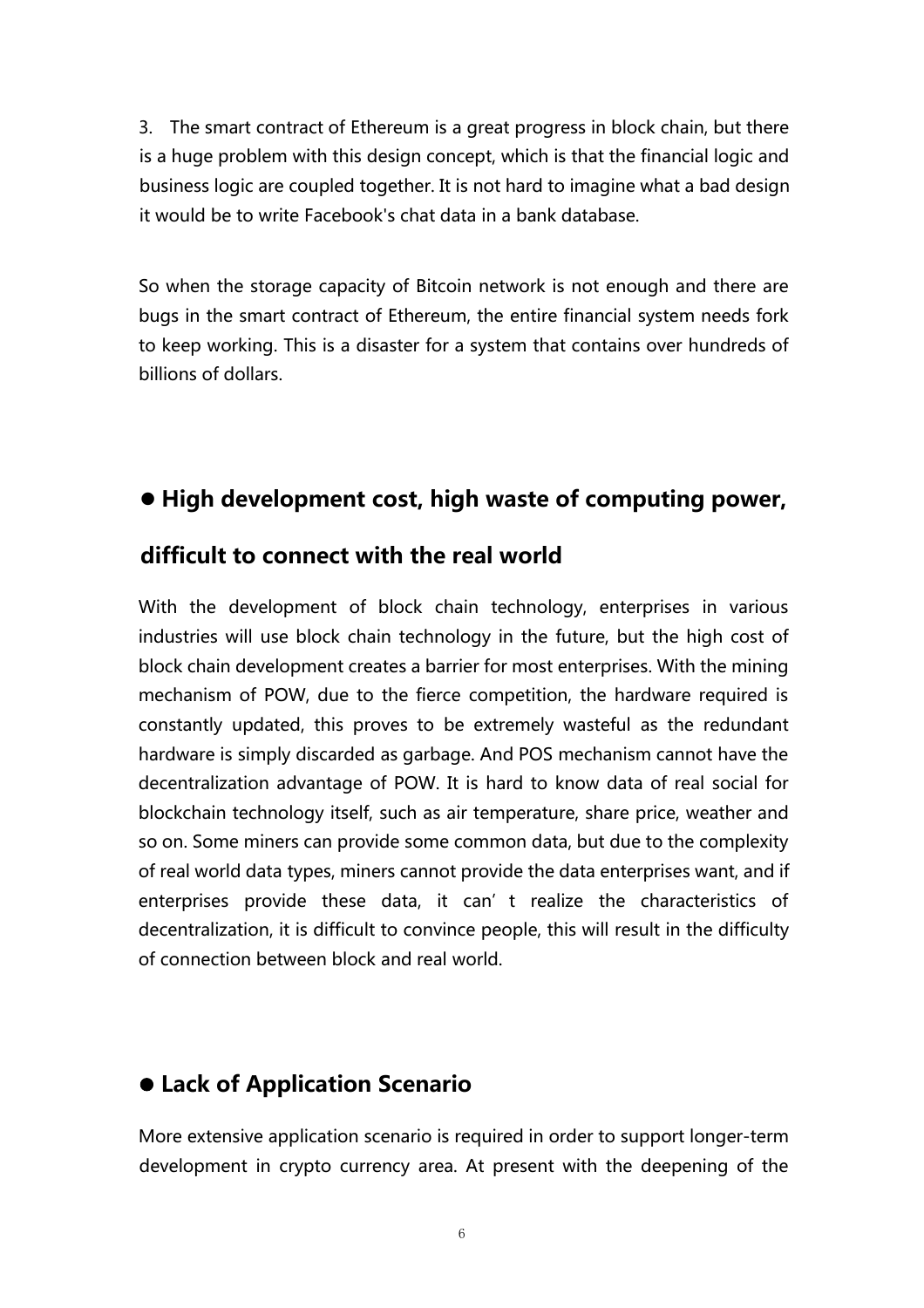3. The smart contract of Ethereum is a great progress in block chain, but there is a huge problem with this design concept, which is that the financial logic and business logic are coupled together. It is not hard to imagine what a bad design it would be to write Facebook's chat data in a bank database.

So when the storage capacity of Bitcoin network is not enough and there are bugs in the smart contract of Ethereum, the entire financial system needs fork to keep working. This is a disaster for a system that contains over hundreds of billions of dollars.

## ● High development cost, high waste of computing power, difficult to connect with the real world

With the development of block chain technology, enterprises in various industries will use block chain technology in the future, but the high cost of block chain development creates a barrier for most enterprises. With the mining mechanism of POW, due to the fierce competition, the hardware required is constantly updated, this proves to be extremely wasteful as the redundant hardware is simply discarded as garbage. And POS mechanism cannot have the decentralization advantage of POW. It is hard to know data of real social for blockchain technology itself, such as air temperature, share price, weather and so on. Some miners can provide some common data, but due to the complexity of real world data types, miners cannot provide the data enterprises want, and if enterprises provide these data, it can't realize the characteristics of decentralization, it is difficult to convince people, this will result in the difficulty of connection between block and real world.

## ● Lack of Application Scenario

More extensive application scenario is required in order to support longer-term development in crypto currency area. At present with the deepening of the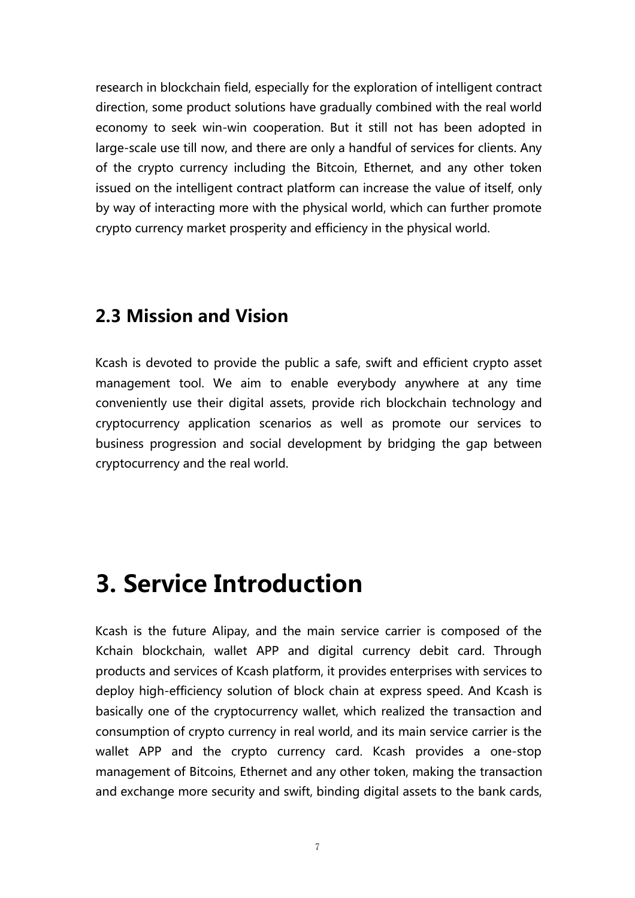research in blockchain field, especially for the exploration of intelligent contract direction, some product solutions have gradually combined with the real world economy to seek win-win cooperation. But it still not has been adopted in large-scale use till now, and there are only a handful of services for clients. Any of the crypto currency including the Bitcoin, Ethernet, and any other token issued on the intelligent contract platform can increase the value of itself, only by way of interacting more with the physical world, which can further promote crypto currency market prosperity and efficiency in the physical world.

## 2.3 Mission and Vision

Kcash is devoted to provide the public a safe, swift and efficient crypto asset management tool. We aim to enable everybody anywhere at any time conveniently use their digital assets, provide rich blockchain technology and cryptocurrency application scenarios as well as promote our services to business progression and social development by bridging the gap between cryptocurrency and the real world.

# 3. Service Introduction

Kcash is the future Alipay, and the main service carrier is composed of the Kchain blockchain, wallet APP and digital currency debit card. Through products and services of Kcash platform, it provides enterprises with services to deploy high-efficiency solution of block chain at express speed. And Kcash is basically one of the cryptocurrency wallet, which realized the transaction and consumption of crypto currency in real world, and its main service carrier is the wallet APP and the crypto currency card. Kcash provides a one-stop management of Bitcoins, Ethernet and any other token, making the transaction and exchange more security and swift, binding digital assets to the bank cards,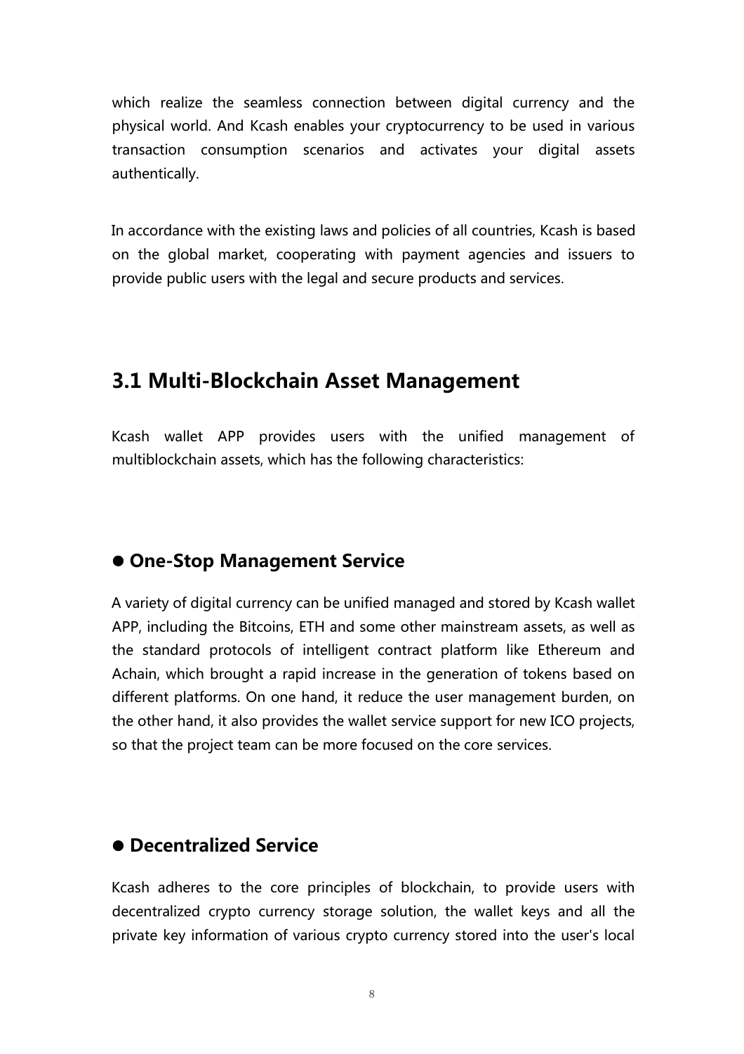which realize the seamless connection between digital currency and the physical world. And Kcash enables your cryptocurrency to be used in various transaction consumption scenarios and activates your digital assets authentically.

In accordance with the existing laws and policies of all countries, Kcash is based on the global market, cooperating with payment agencies and issuers to provide public users with the legal and secure products and services.

## 3.1 Multi-Blockchain Asset Management

Kcash wallet APP provides users with the unified management of multiblockchain assets, which has the following characteristics:

### ● One-Stop Management Service

A variety of digital currency can be unified managed and stored by Kcash wallet APP, including the Bitcoins, ETH and some other mainstream assets, as well as the standard protocols of intelligent contract platform like Ethereum and Achain, which brought a rapid increase in the generation of tokens based on different platforms. On one hand, it reduce the user management burden, on the other hand, it also provides the wallet service support for new ICO projects, so that the project team can be more focused on the core services.

### ● Decentralized Service

Kcash adheres to the core principles of blockchain, to provide users with decentralized crypto currency storage solution, the wallet keys and all the private key information of various crypto currency stored into the user's local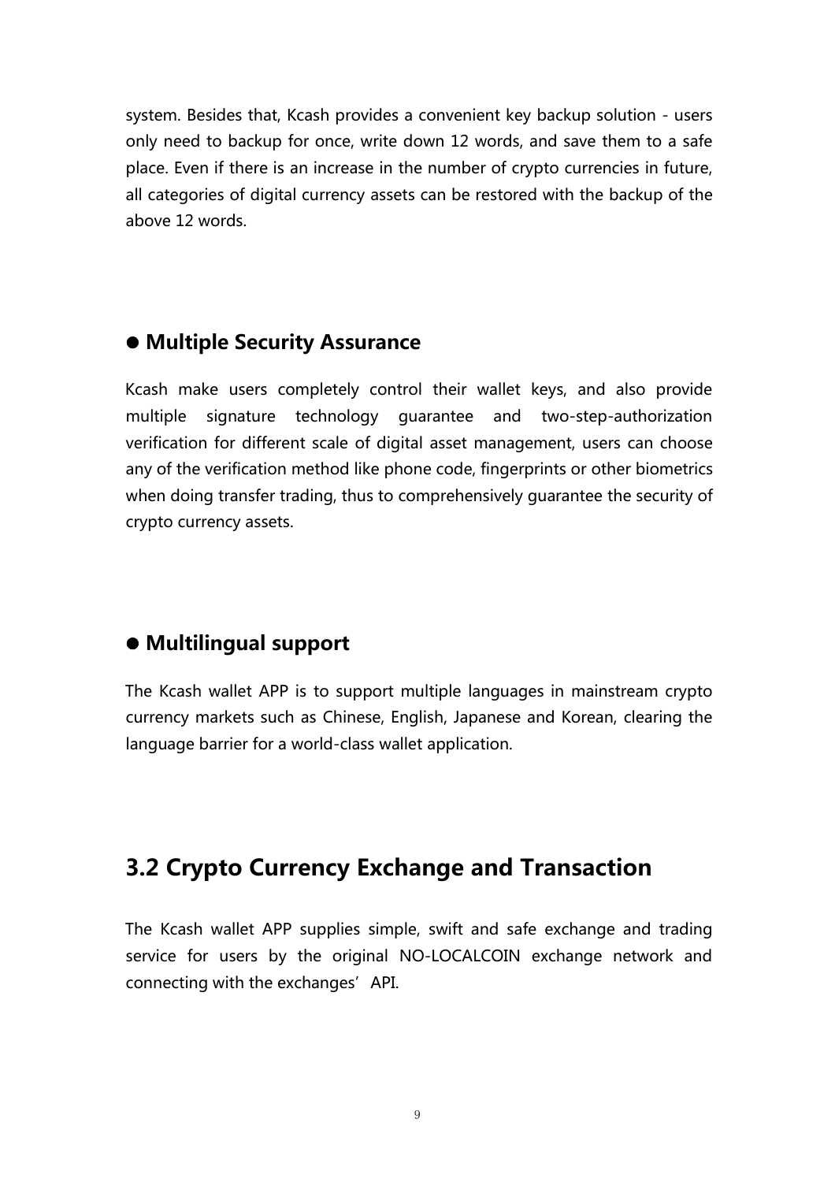system. Besides that, Kcash provides a convenient key backup solution - users only need to backup for once, write down 12 words, and save them to a safe place. Even if there is an increase in the number of crypto currencies in future, all categories of digital currency assets can be restored with the backup of the above 12 words.

### ● Multiple Security Assurance

Kcash make users completely control their wallet keys, and also provide multiple signature technology guarantee and two-step-authorization verification for different scale of digital asset management, users can choose any of the verification method like phone code, fingerprints or other biometrics when doing transfer trading, thus to comprehensively guarantee the security of crypto currency assets.

### ● Multilingual support

The Kcash wallet APP is to support multiple languages in mainstream crypto currency markets such as Chinese, English, Japanese and Korean, clearing the language barrier for a world-class wallet application.

## 3.2 Crypto Currency Exchange and Transaction

The Kcash wallet APP supplies simple, swift and safe exchange and trading service for users by the original NO-LOCALCOIN exchange network and connecting with the exchanges' API.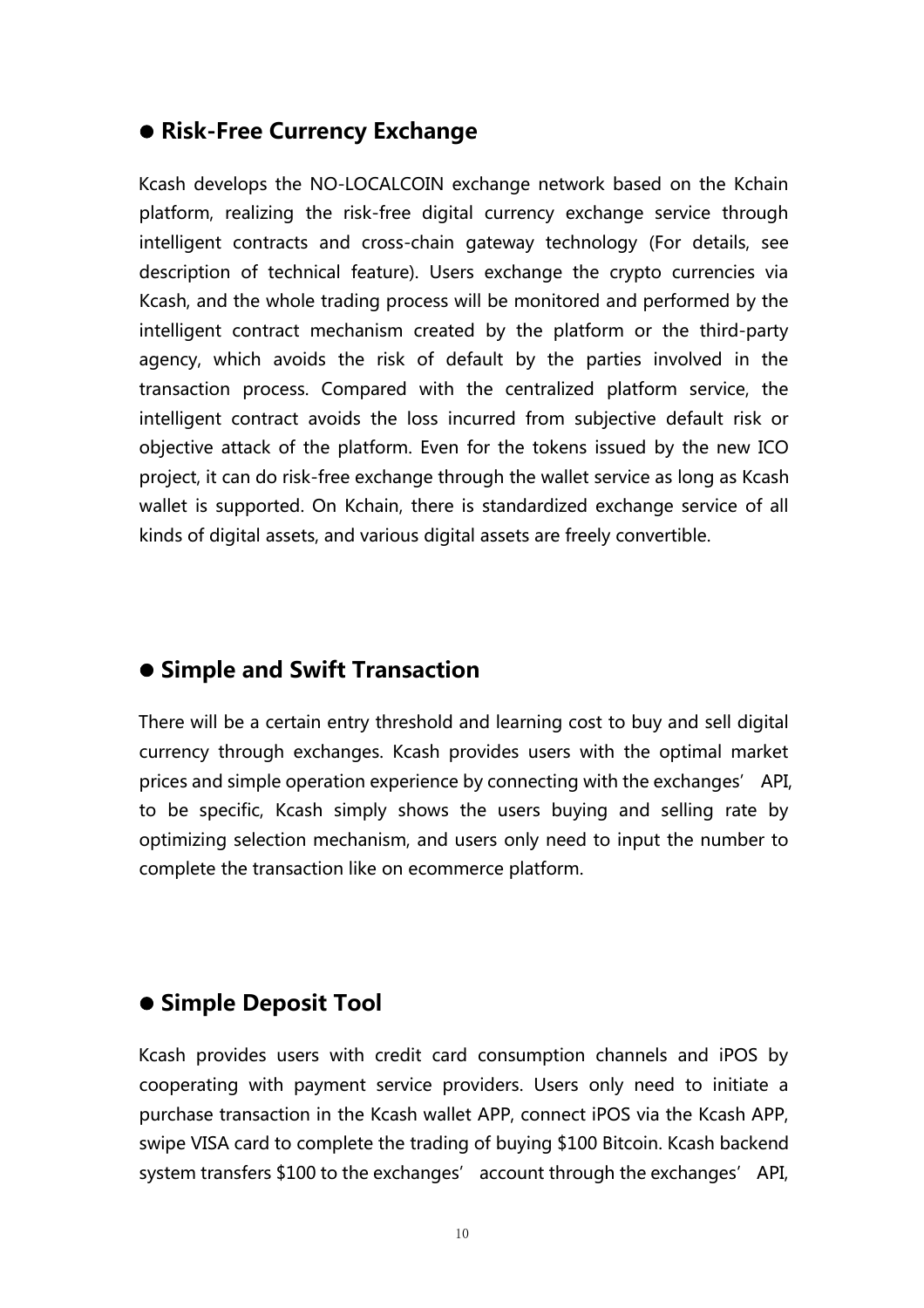## ● Risk-Free Currency Exchange

Kcash develops the NO-LOCALCOIN exchange network based on the Kchain platform, realizing the risk-free digital currency exchange service through intelligent contracts and cross-chain gateway technology (For details, see description of technical feature). Users exchange the crypto currencies via Kcash, and the whole trading process will be monitored and performed by the intelligent contract mechanism created by the platform or the third-party agency, which avoids the risk of default by the parties involved in the transaction process. Compared with the centralized platform service, the intelligent contract avoids the loss incurred from subjective default risk or objective attack of the platform. Even for the tokens issued by the new ICO project, it can do risk-free exchange through the wallet service as long as Kcash wallet is supported. On Kchain, there is standardized exchange service of all kinds of digital assets, and various digital assets are freely convertible.

## ● Simple and Swift Transaction

There will be a certain entry threshold and learning cost to buy and sell digital currency through exchanges. Kcash provides users with the optimal market prices and simple operation experience by connecting with the exchanges' API, to be specific, Kcash simply shows the users buying and selling rate by optimizing selection mechanism, and users only need to input the number to complete the transaction like on ecommerce platform.

## ● Simple Deposit Tool

Kcash provides users with credit card consumption channels and iPOS by cooperating with payment service providers. Users only need to initiate a purchase transaction in the Kcash wallet APP, connect iPOS via the Kcash APP, swipe VISA card to complete the trading of buying $100 Bitcoin. Kcash backend system transfers $100 to the exchanges' account through the exchanges' API,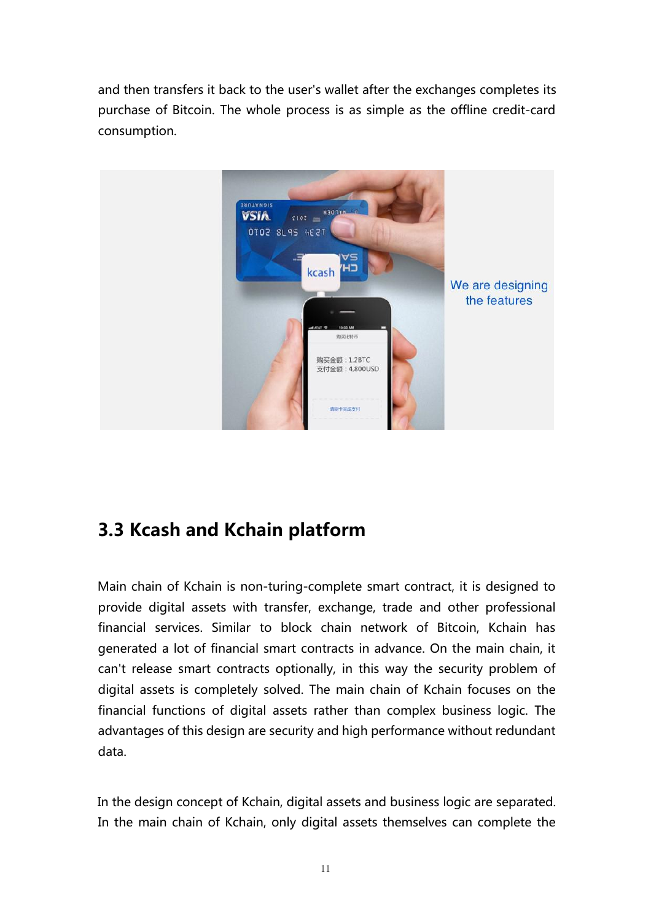and then transfers it back to the user's wallet after the exchanges completes its purchase of Bitcoin. The whole process is as simple as the offline credit-card consumption.

We are designing the features

## 3.3 Kcash and Kchain platform

Main chain of Kchain is non-turing-complete smart contract, it is designed to provide digital assets with transfer, exchange, trade and other professional financial services. Similar to block chain network of Bitcoin, Kchain has generated a lot of financial smart contracts in advance. On the main chain, it can't release smart contracts optionally, in this way the security problem of digital assets is completely solved. The main chain of Kchain focuses on the financial functions of digital assets rather than complex business logic. The advantages of this design are security and high performance without redundant data.

In the design concept of Kchain, digital assets and business logic are separated. In the main chain of Kchain, only digital assets themselves can complete the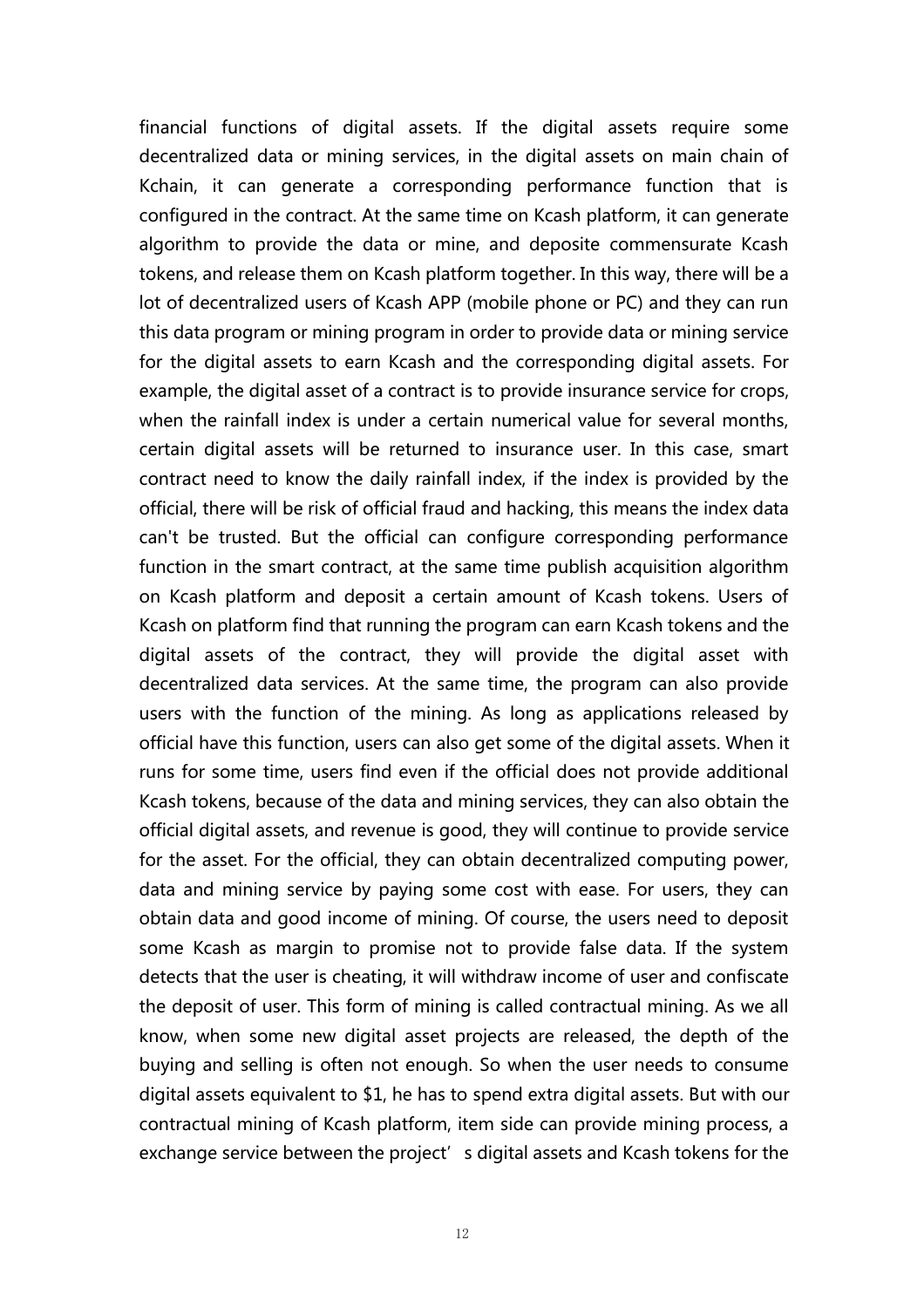financial functions of digital assets. If the digital assets require some decentralized data or mining services, in the digital assets on main chain of Kchain, it can generate a corresponding performance function that is configured in the contract. At the same time on Kcash platform, it can generate algorithm to provide the data or mine, and deposite commensurate Kcash tokens, and release them on Kcash platform together. In this way, there will be a lot of decentralized users of Kcash APP (mobile phone or PC) and they can run this data program or mining program in order to provide data or mining service for the digital assets to earn Kcash and the corresponding digital assets. For example, the digital asset of a contract is to provide insurance service for crops, when the rainfall index is under a certain numerical value for several months, certain digital assets will be returned to insurance user. In this case, smart contract need to know the daily rainfall index, if the index is provided by the official, there will be risk of official fraud and hacking, this means the index data can't be trusted. But the official can configure corresponding performance function in the smart contract, at the same time publish acquisition algorithm on Kcash platform and deposit a certain amount of Kcash tokens. Users of Kcash on platform find that running the program can earn Kcash tokens and the digital assets of the contract, they will provide the digital asset with decentralized data services. At the same time, the program can also provide users with the function of the mining. As long as applications released by official have this function, users can also get some of the digital assets. When it runs for some time, users find even if the official does not provide additional Kcash tokens, because of the data and mining services, they can also obtain the official digital assets, and revenue is good, they will continue to provide service for the asset. For the official, they can obtain decentralized computing power, data and mining service by paying some cost with ease. For users, they can obtain data and good income of mining. Of course, the users need to deposit some Kcash as margin to promise not to provide false data. If the system detects that the user is cheating, it will withdraw income of user and confiscate the deposit of user. This form of mining is called contractual mining. As we all know, when some new digital asset projects are released, the depth of the buying and selling is often not enough. So when the user needs to consume digital assets equivalent to $1, he has to spend extra digital assets. But with our contractual mining of Kcash platform, item side can provide mining process, a exchange service between the project' s digital assets and Kcash tokens for the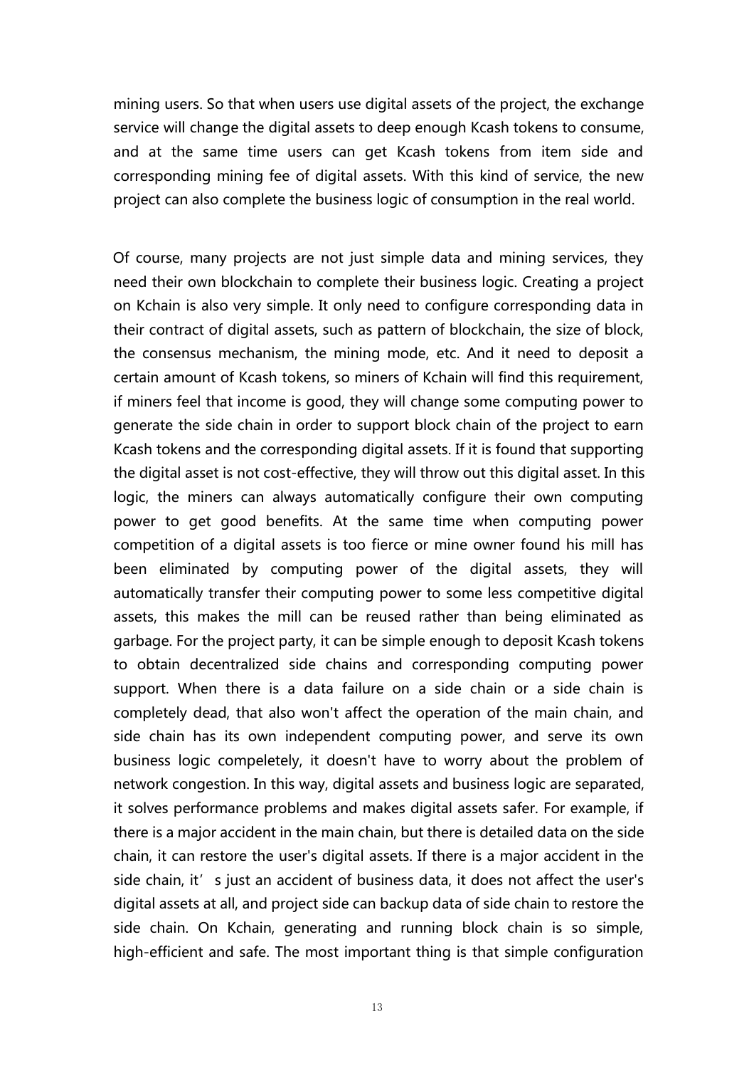mining users. So that when users use digital assets of the project, the exchange service will change the digital assets to deep enough Kcash tokens to consume, and at the same time users can get Kcash tokens from item side and corresponding mining fee of digital assets. With this kind of service, the new project can also complete the business logic of consumption in the real world.

Of course, many projects are not just simple data and mining services, they need their own blockchain to complete their business logic. Creating a project on Kchain is also very simple. It only need to configure corresponding data in their contract of digital assets, such as pattern of blockchain, the size of block, the consensus mechanism, the mining mode, etc. And it need to deposit a certain amount of Kcash tokens, so miners of Kchain will find this requirement, if miners feel that income is good, they will change some computing power to generate the side chain in order to support block chain of the project to earn Kcash tokens and the corresponding digital assets. If it is found that supporting the digital asset is not cost-effective, they will throw out this digital asset. In this logic, the miners can always automatically configure their own computing power to get good benefits. At the same time when computing power competition of a digital assets is too fierce or mine owner found his mill has been eliminated by computing power of the digital assets, they will automatically transfer their computing power to some less competitive digital assets, this makes the mill can be reused rather than being eliminated as garbage. For the project party, it can be simple enough to deposit Kcash tokens to obtain decentralized side chains and corresponding computing power support. When there is a data failure on a side chain or a side chain is completely dead, that also won't affect the operation of the main chain, and side chain has its own independent computing power, and serve its own business logic compeletely, it doesn't have to worry about the problem of network congestion. In this way, digital assets and business logic are separated, it solves performance problems and makes digital assets safer. For example, if there is a major accident in the main chain, but there is detailed data on the side chain, it can restore the user's digital assets. If there is a major accident in the side chain, it's just an accident of business data, it does not affect the user's digital assets at all, and project side can backup data of side chain to restore the side chain. On Kchain, generating and running block chain is so simple, high-efficient and safe. The most important thing is that simple configuration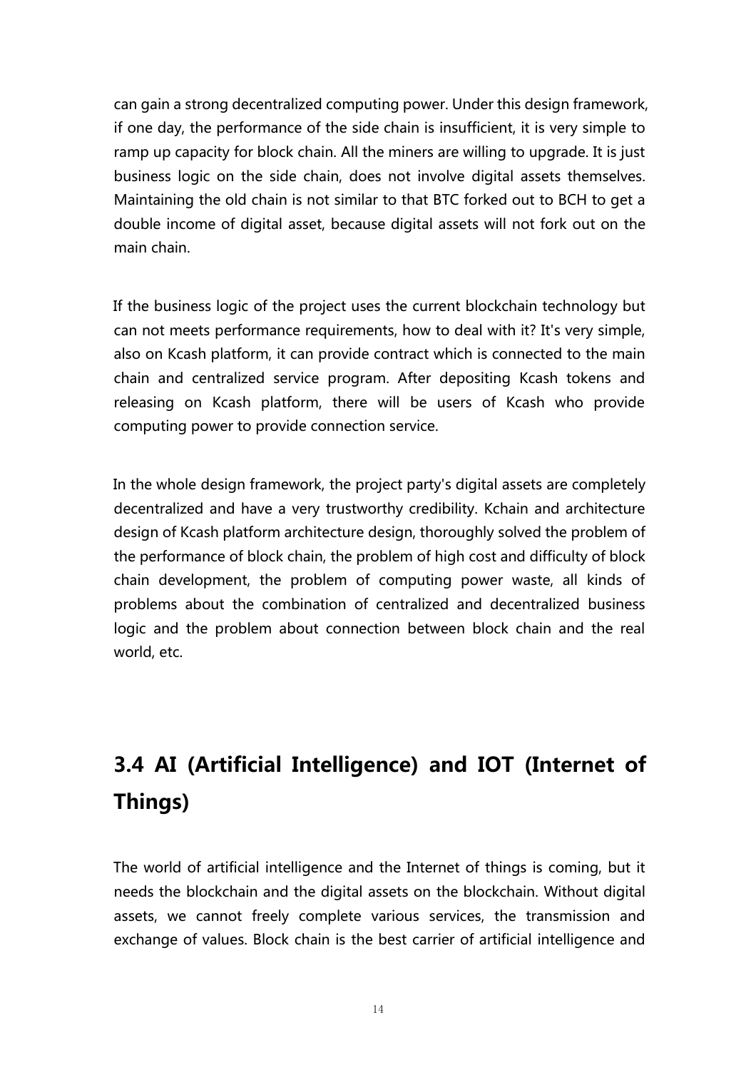can gain a strong decentralized computing power. Under this design framework, if one day, the performance of the side chain is insufficient, it is very simple to ramp up capacity for block chain. All the miners are willing to upgrade. It is just business logic on the side chain, does not involve digital assets themselves. Maintaining the old chain is not similar to that BTC forked out to BCH to get a double income of digital asset, because digital assets will not fork out on the main chain.

If the business logic of the project uses the current blockchain technology but can not meets performance requirements, how to deal with it? It's very simple, also on Kcash platform, it can provide contract which is connected to the main chain and centralized service program. After depositing Kcash tokens and releasing on Kcash platform, there will be users of Kcash who provide computing power to provide connection service.

In the whole design framework, the project party's digital assets are completely decentralized and have a very trustworthy credibility. Kchain and architecture design of Kcash platform architecture design, thoroughly solved the problem of the performance of block chain, the problem of high cost and difficulty of block chain development, the problem of computing power waste, all kinds of problems about the combination of centralized and decentralized business logic and the problem about connection between block chain and the real world, etc.

## 3.4 AI (Artificial Intelligence) and IOT (Internet of Things)

The world of artificial intelligence and the Internet of things is coming, but it needs the blockchain and the digital assets on the blockchain. Without digital assets, we cannot freely complete various services, the transmission and exchange of values. Block chain is the best carrier of artificial intelligence and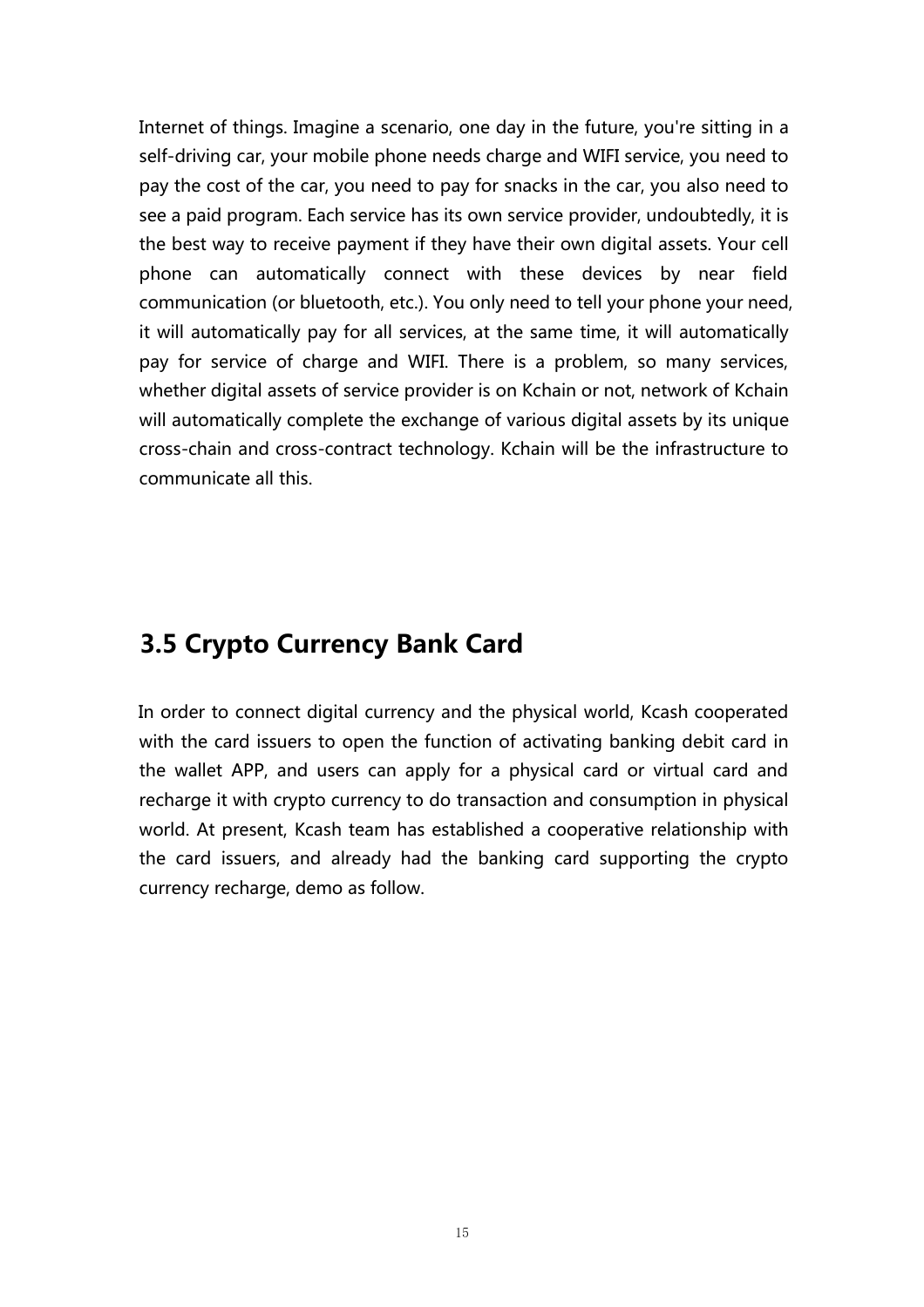Internet of things. Imagine a scenario, one day in the future, you're sitting in a self-driving car, your mobile phone needs charge and WIFI service, you need to pay the cost of the car, you need to pay for snacks in the car, you also need to see a paid program. Each service has its own service provider, undoubtedly, it is the best way to receive payment if they have their own digital assets. Your cell phone can automatically connect with these devices by near field communication (or bluetooth, etc.). You only need to tell your phone your need, it will automatically pay for all services, at the same time, it will automatically pay for service of charge and WIFI. There is a problem, so many services, whether digital assets of service provider is on Kchain or not, network of Kchain will automatically complete the exchange of various digital assets by its unique cross-chain and cross-contract technology. Kchain will be the infrastructure to communicate all this.

## 3.5 Crypto Currency Bank Card

In order to connect digital currency and the physical world, Kcash cooperated with the card issuers to open the function of activating banking debit card in the wallet APP, and users can apply for a physical card or virtual card and recharge it with crypto currency to do transaction and consumption in physical world. At present, Kcash team has established a cooperative relationship with the card issuers, and already had the banking card supporting the crypto currency recharge, demo as follow.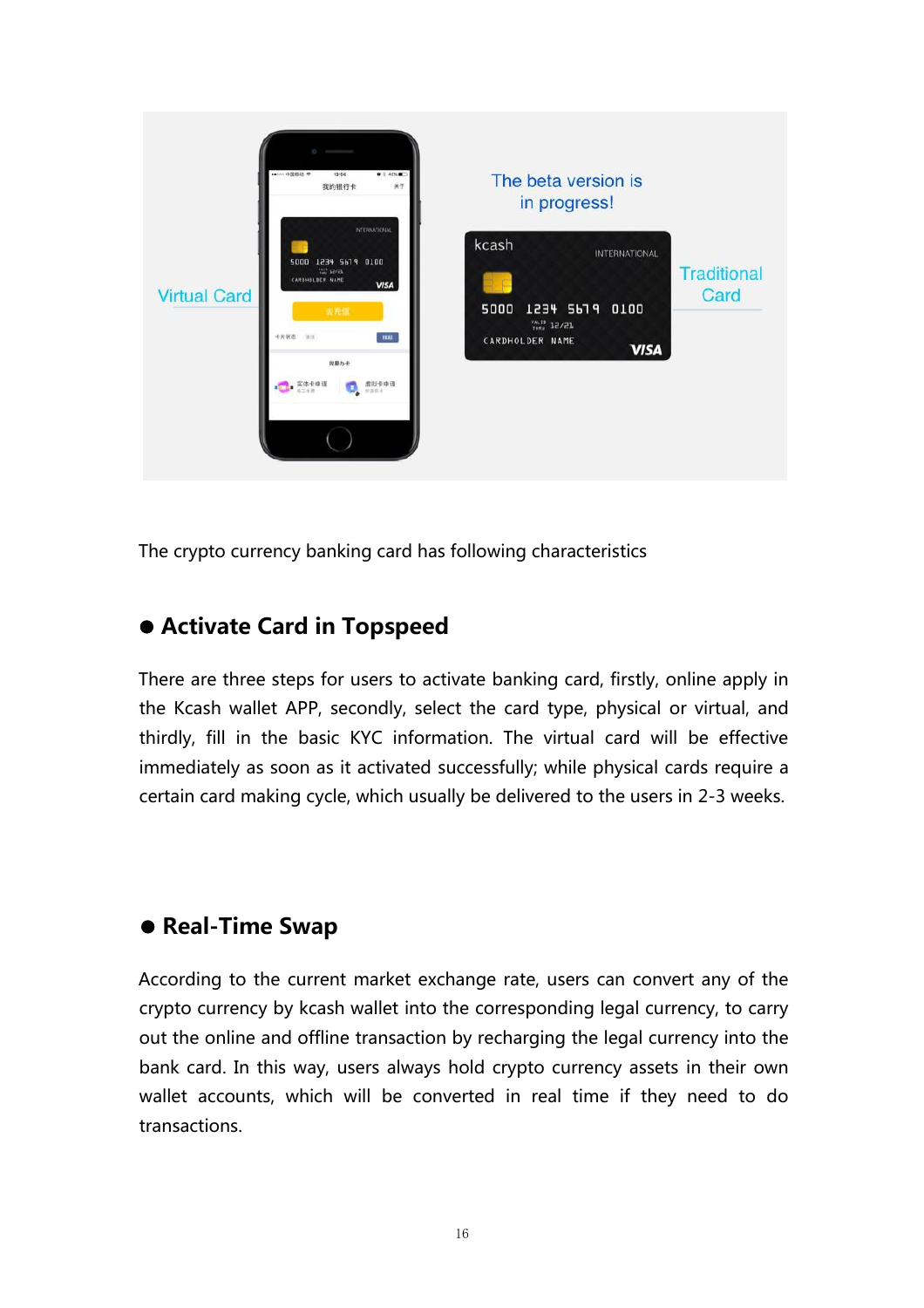The crypto currency banking card has following characteristics

## ● Activate Card in Topspeed

There are three steps for users to activate banking card, firstly, online apply in the Kcash wallet APP, secondly, select the card type, physical or virtual, and thirdly, fill in the basic KYC information. The virtual card will be effective immediately as soon as it activated successfully; while physical cards require a certain card making cycle, which usually be delivered to the users in 2-3 weeks.

## ● Real-Time Swap

According to the current market exchange rate, users can convert any of the crypto currency by kcash wallet into the corresponding legal currency, to carry out the online and offline transaction by recharging the legal currency into the bank card. In this way, users always hold crypto currency assets in their own wallet accounts, which will be converted in real time if they need to do transactions.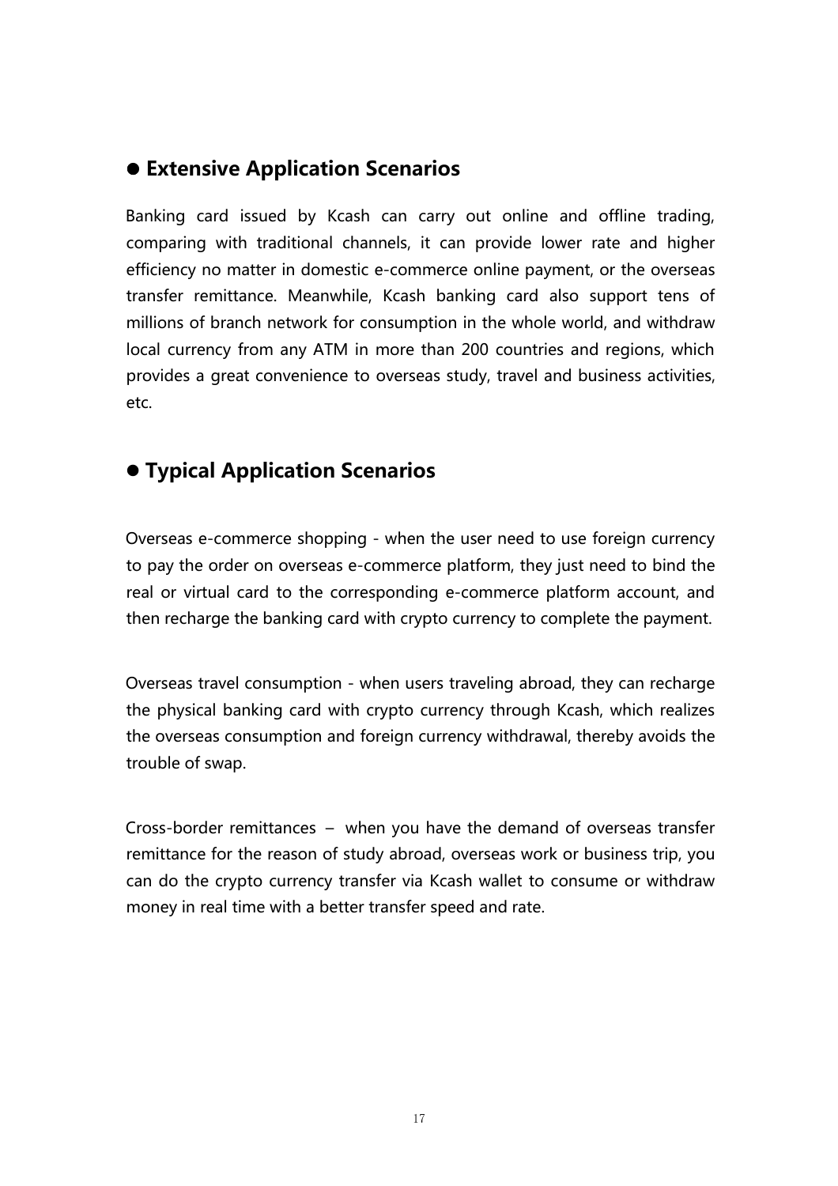## ● Extensive Application Scenarios

Banking card issued by Kcash can carry out online and offline trading, comparing with traditional channels, it can provide lower rate and higher efficiency no matter in domestic e-commerce online payment, or the overseas transfer remittance. Meanwhile, Kcash banking card also support tens of millions of branch network for consumption in the whole world, and withdraw local currency from any ATM in more than 200 countries and regions, which provides a great convenience to overseas study, travel and business activities, etc.

## ● Typical Application Scenarios

Overseas e-commerce shopping - when the user need to use foreign currency to pay the order on overseas e-commerce platform, they just need to bind the real or virtual card to the corresponding e-commerce platform account, and then recharge the banking card with crypto currency to complete the payment.

Overseas travel consumption - when users traveling abroad, they can recharge the physical banking card with crypto currency through Kcash, which realizes the overseas consumption and foreign currency withdrawal, thereby avoids the trouble of swap.

Cross-border remittances – when you have the demand of overseas transfer remittance for the reason of study abroad, overseas work or business trip, you can do the crypto currency transfer via Kcash wallet to consume or withdraw money in real time with a better transfer speed and rate.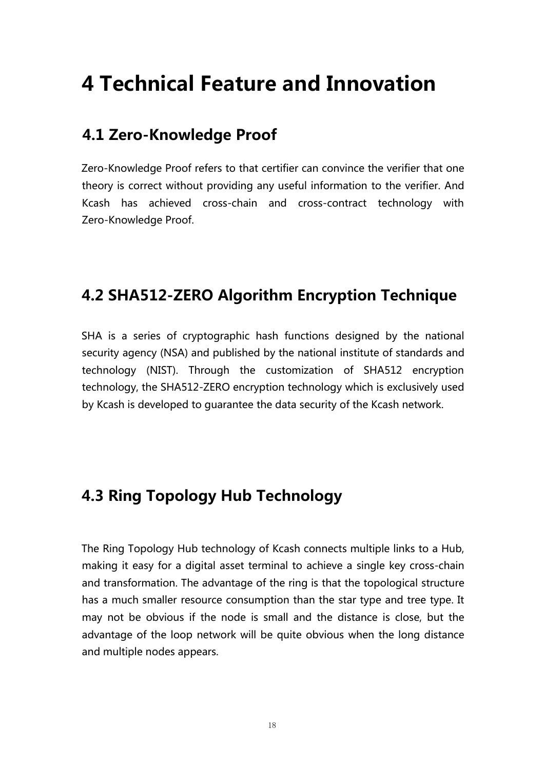# 4 Technical Feature and Innovation

## 4.1 Zero-Knowledge Proof

Zero-Knowledge Proof refers to that certifier can convince the verifier that one theory is correct without providing any useful information to the verifier. And Kcash has achieved cross-chain and cross-contract technology with Zero-Knowledge Proof.

## 4.2 SHA512-ZERO Algorithm Encryption Technique

SHA is a series of cryptographic hash functions designed by the national security agency (NSA) and published by the national institute of standards and technology (NIST). Through the customization of SHA512 encryption technology, the SHA512-ZERO encryption technology which is exclusively used by Kcash is developed to guarantee the data security of the Kcash network.

## 4.3 Ring Topology Hub Technology

The Ring Topology Hub technology of Kcash connects multiple links to a Hub, making it easy for a digital asset terminal to achieve a single key cross-chain and transformation. The advantage of the ring is that the topological structure has a much smaller resource consumption than the star type and tree type. It may not be obvious if the node is small and the distance is close, but the advantage of the loop network will be quite obvious when the long distance and multiple nodes appears.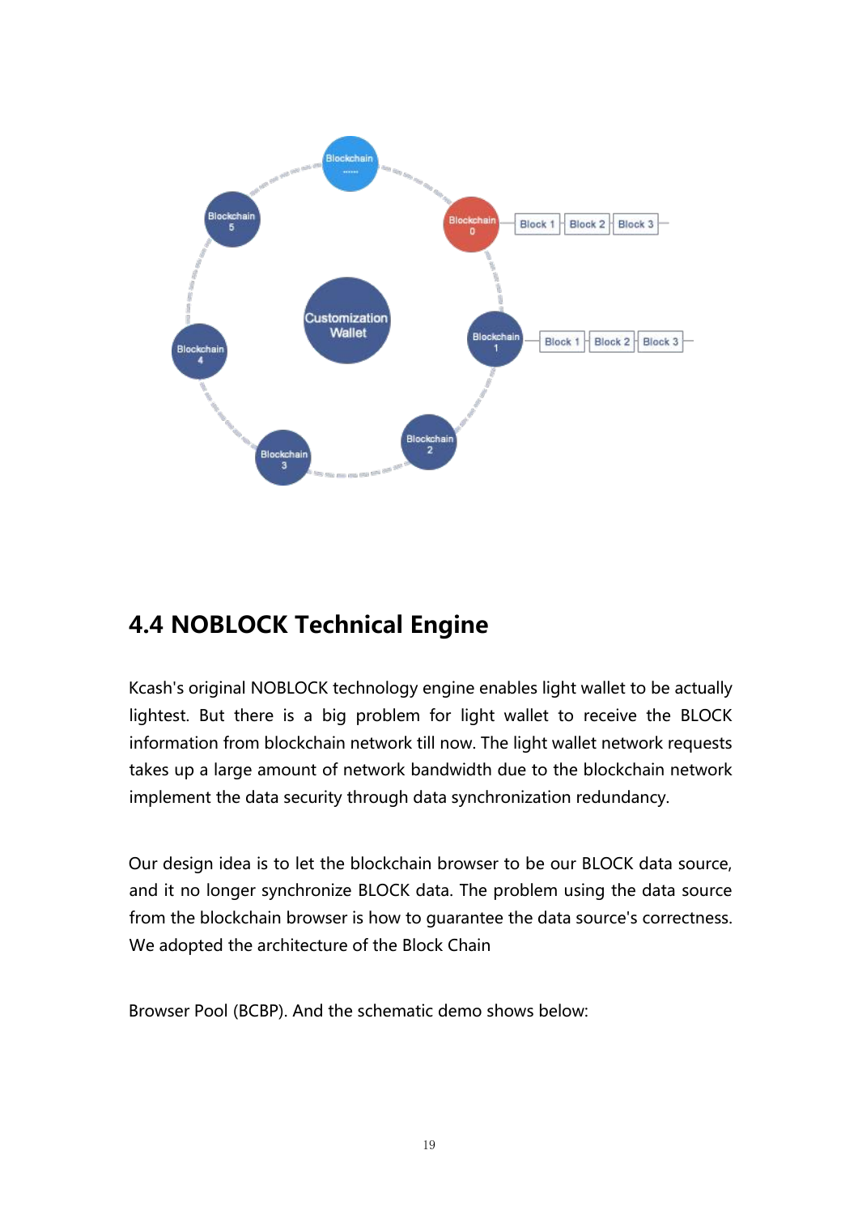## 4.4 NOBLOCK Technical Engine

Kcash's original NOBLOCK technology engine enables light wallet to be actually lightest. But there is a big problem for light wallet to receive the BLOCK information from blockchain network till now. The light wallet network requests takes up a large amount of network bandwidth due to the blockchain network implement the data security through data synchronization redundancy.

Our design idea is to let the blockchain browser to be our BLOCK data source, and it no longer synchronize BLOCK data. The problem using the data source from the blockchain browser is how to guarantee the data source's correctness. We adopted the architecture of the Block Chain

Browser Pool (BCBP). And the schematic demo shows below: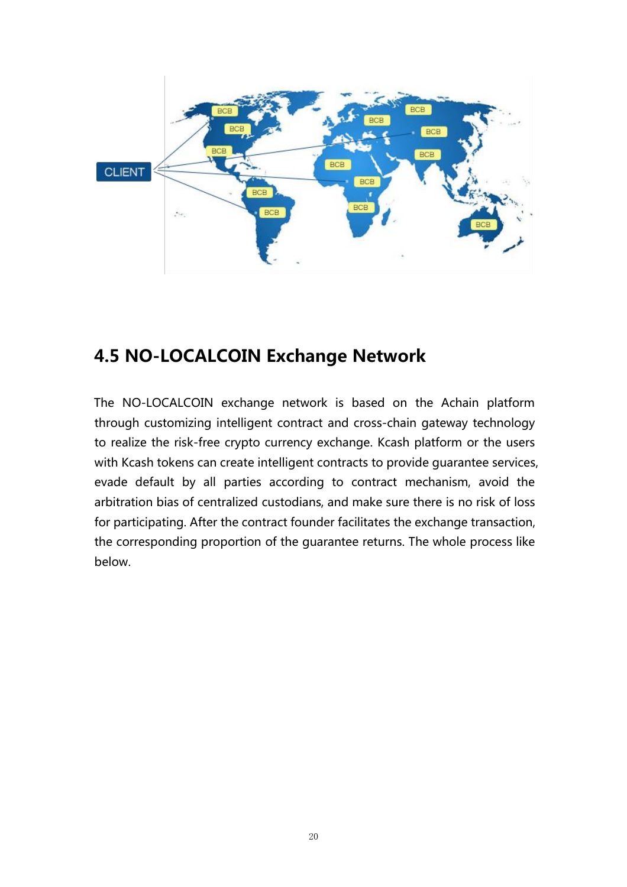## 4.5 NO-LOCALCOIN Exchange Network

The NO-LOCALCOIN exchange network is based on the Achain platform through customizing intelligent contract and cross-chain gateway technology to realize the risk-free crypto currency exchange. Kcash platform or the users with Kcash tokens can create intelligent contracts to provide guarantee services, evade default by all parties according to contract mechanism, avoid the arbitration bias of centralized custodians, and make sure there is no risk of loss for participating. After the contract founder facilitates the exchange transaction, the corresponding proportion of the guarantee returns. The whole process like below.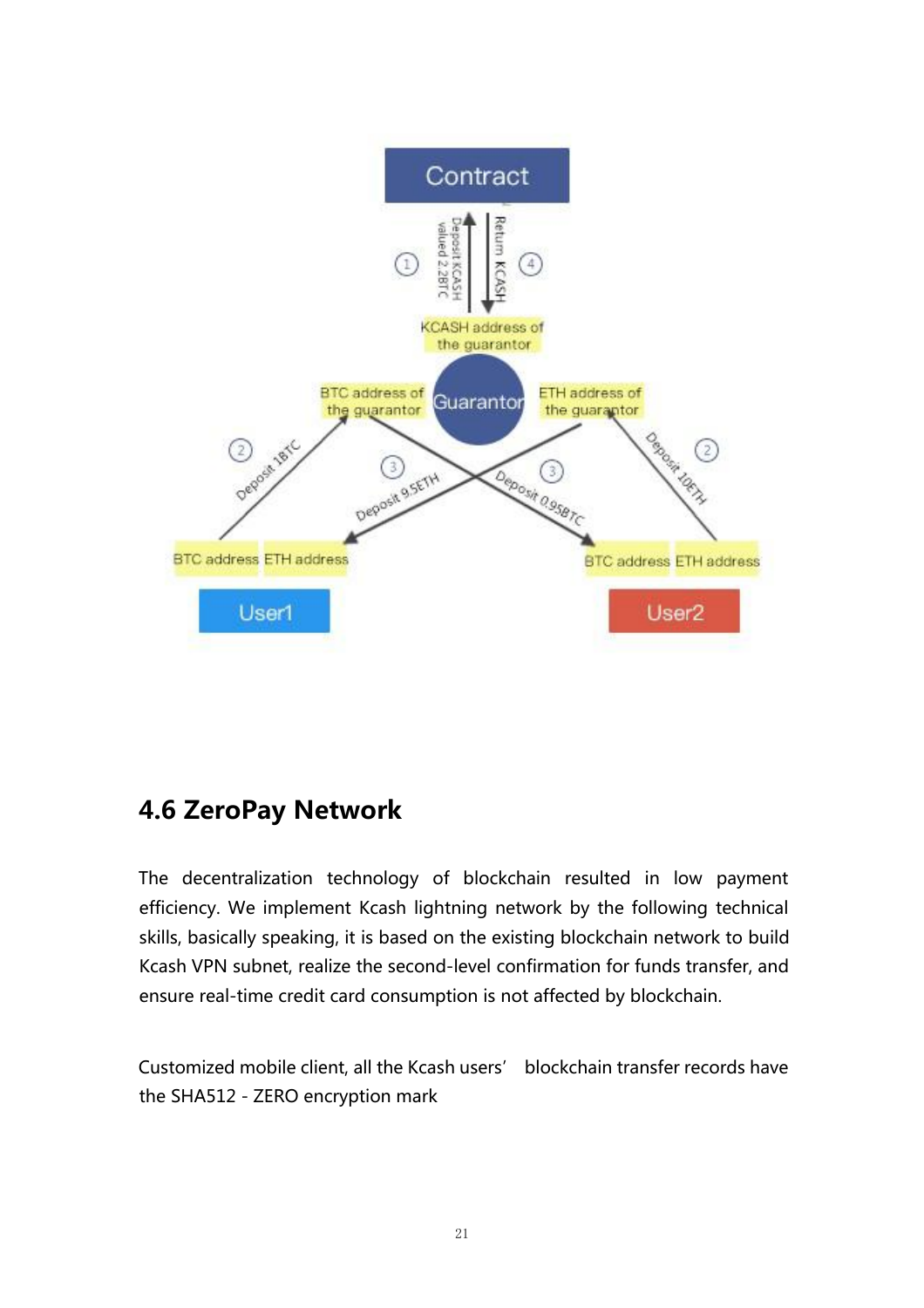## 4.6 ZeroPay Network

The decentralization technology of blockchain resulted in low payment efficiency. We implement Kcash lightning network by the following technical skills, basically speaking, it is based on the existing blockchain network to build Kcash VPN subnet, realize the second-level confirmation for funds transfer, and ensure real-time credit card consumption is not affected by blockchain.

Customized mobile client, all the Kcash users' blockchain transfer records have the SHA512 - ZERO encryption mark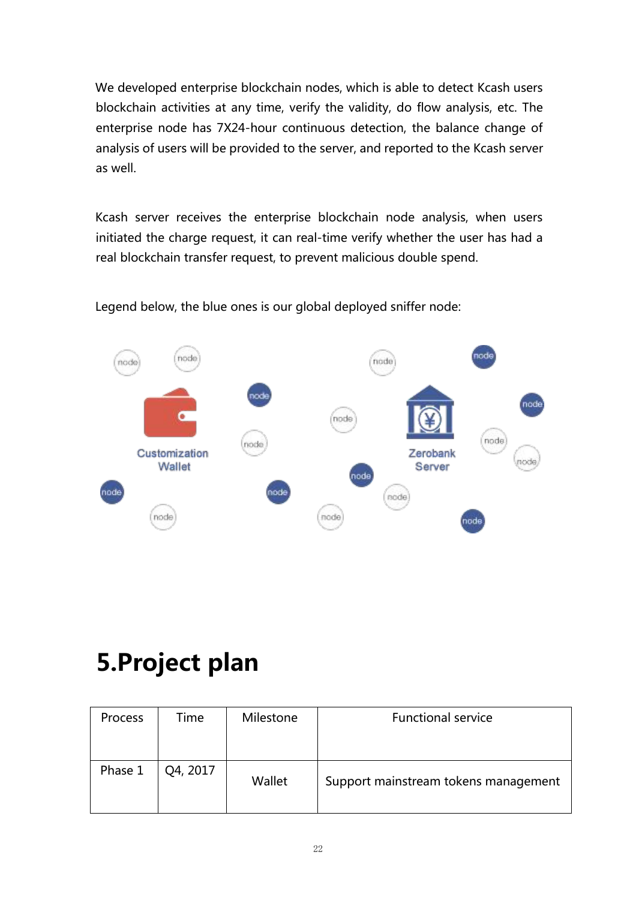We developed enterprise blockchain nodes, which is able to detect Kcash users blockchain activities at any time, verify the validity, do flow analysis, etc. The enterprise node has 7X24-hour continuous detection, the balance change of analysis of users will be provided to the server, and reported to the Kcash server as well.

Kcash server receives the enterprise blockchain node analysis, when users initiated the charge request, it can real-time verify whether the user has had a real blockchain transfer request, to prevent malicious double spend.

Legend below, the blue ones is our global deployed sniffer node:

# 5.Project plan

| Process | Time | Milestone | Functional service |
|---|---|---|---|
| Phase 1 | Q4, 2017 | Wallet | Support mainstream tokens management |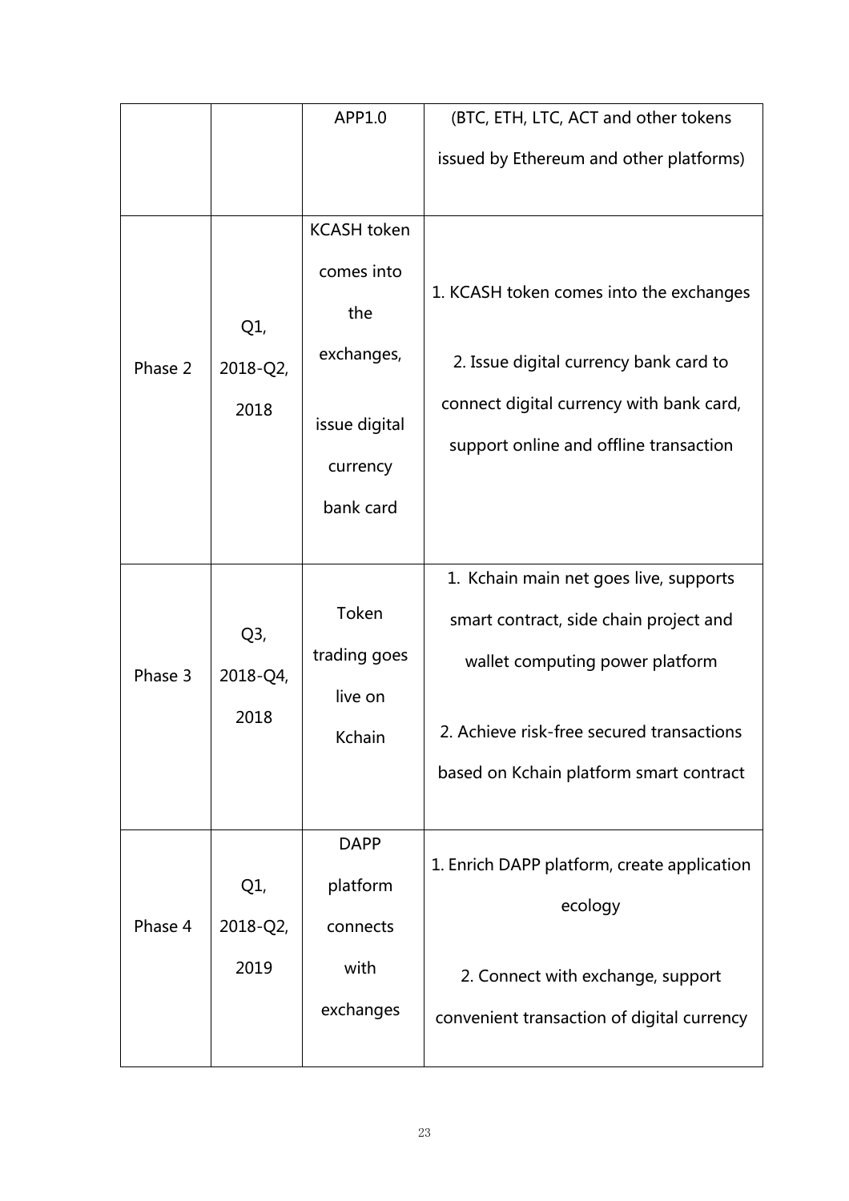| | | APP1.0 | (BTC, ETH, LTC, ACT and other tokens issued by Ethereum and other platforms) |
|---|---|---|---|
| Phase 2 | Q1, 2018-Q2, 2018 | KCASH token comes into the exchanges, issue digital currency bank card | 1. KCASH token comes into the exchanges<br><br>2. Issue digital currency bank card to connect digital currency with bank card, support online and offline transaction |
| Phase 3 | Q3, 2018-Q4, 2018 | Token trading goes live on Kchain | 1. Kchain main net goes live, supports smart contract, side chain project and wallet computing power platform<br><br>2. Achieve risk-free secured transactions based on Kchain platform smart contract |
| Phase 4 | Q1, 2018-Q2, 2019 | DAPP platform connects with exchanges | 1. Enrich DAPP platform, create application ecology<br><br>2. Connect with exchange, support convenient transaction of digital currency |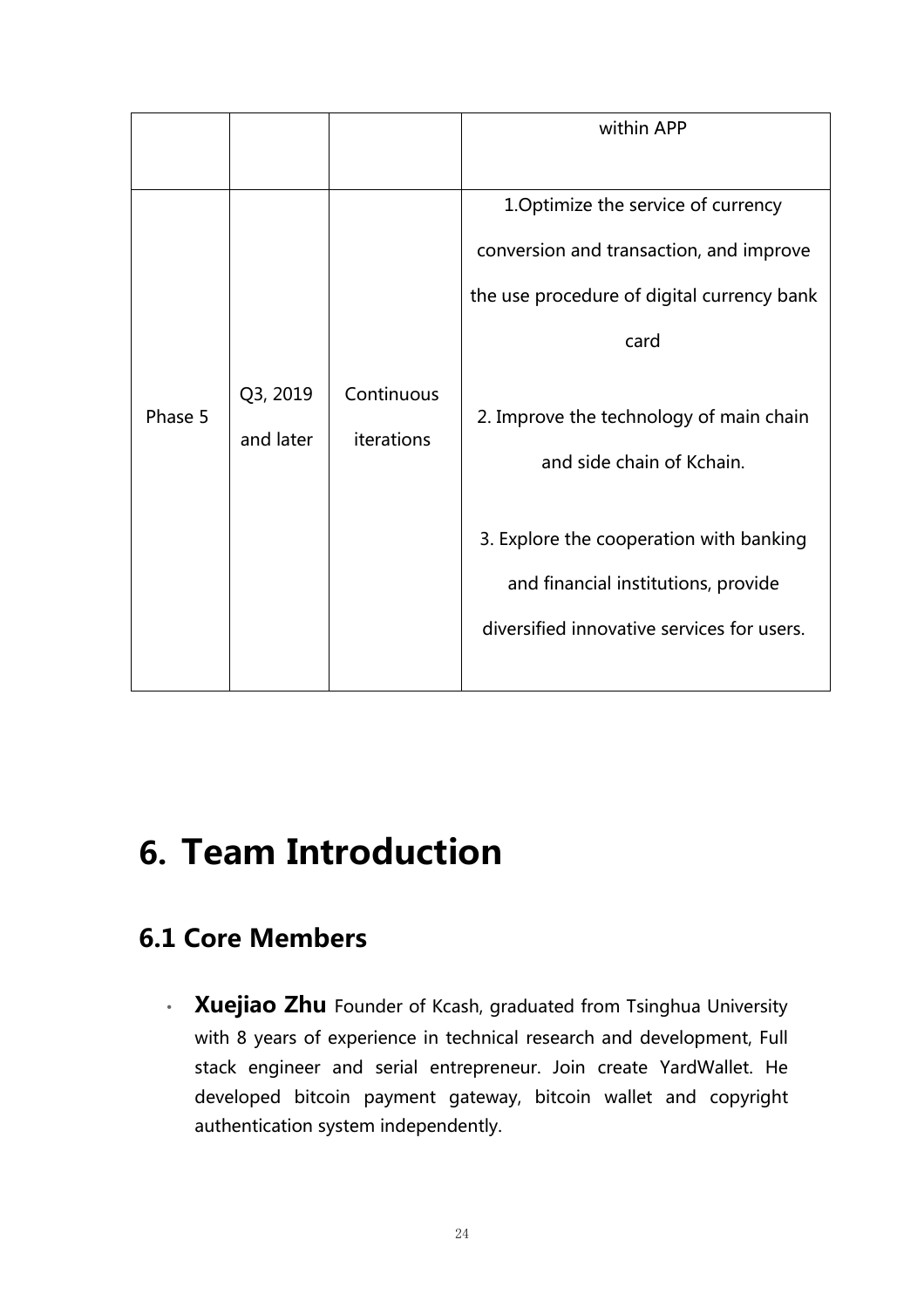| | | | within APP |
|---|---|---|---|
| Phase 5 | Q3, 2019 and later | Continuous iterations | 1.Optimize the service of currency conversion and transaction, and improve the use procedure of digital currency bank card<br><br>2. Improve the technology of main chain and side chain of Kchain.<br><br>3. Explore the cooperation with banking and financial institutions, provide diversified innovative services for users. |

# 6. Team Introduction

## 6.1 Core Members

- **Xuejiao Zhu** Founder of Kcash, graduated from Tsinghua University with 8 years of experience in technical research and development, Full stack engineer and serial entrepreneur. Join create YardWallet. He developed bitcoin payment gateway, bitcoin wallet and copyright authentication system independently.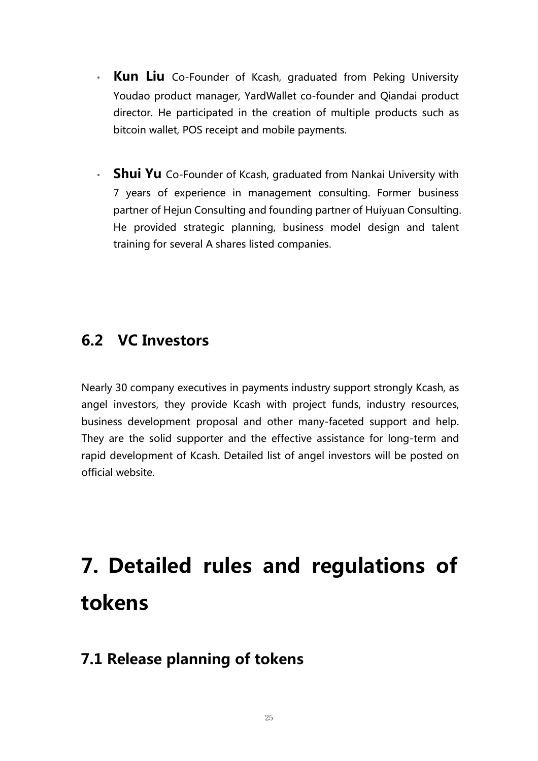- **Kun Liu** Co-Founder of Kcash, graduated from Peking University Youdao product manager, YardWallet co-founder and Qiandai product director. He participated in the creation of multiple products such as bitcoin wallet, POS receipt and mobile payments.

- **Shui Yu** Co-Founder of Kcash, graduated from Nankai University with 7 years of experience in management consulting. Former business partner of Hejun Consulting and founding partner of Huiyuan Consulting. He provided strategic planning, business model design and talent training for several A shares listed companies.

## 6.2 VC Investors

Nearly 30 company executives in payments industry support strongly Kcash, as angel investors, they provide Kcash with project funds, industry resources, business development proposal and other many-faceted support and help. They are the solid supporter and the effective assistance for long-term and rapid development of Kcash. Detailed list of angel investors will be posted on official website.

# 7. Detailed rules and regulations of tokens

## 7.1 Release planning of tokens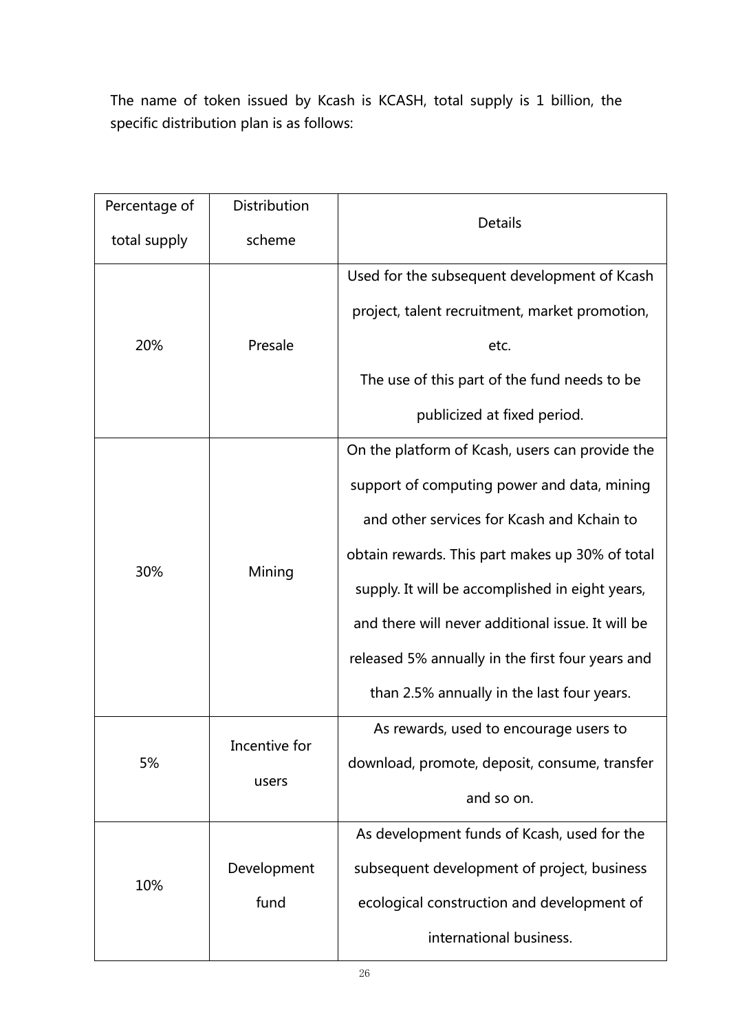The name of token issued by Kcash is KCASH, total supply is 1 billion, the specific distribution plan is as follows:

| Percentage of total supply | Distribution scheme | Details |
| --- | --- | --- |
| 20% | Presale | Used for the subsequent development of Kcash project, talent recruitment, market promotion, etc.<br>The use of this part of the fund needs to be publicized at fixed period. |
| 30% | Mining | On the platform of Kcash, users can provide the support of computing power and data, mining and other services for Kcash and Kchain to obtain rewards. This part makes up 30% of total supply. It will be accomplished in eight years, and there will never additional issue. It will be released 5% annually in the first four years and than 2.5% annually in the last four years. |
| 5% | Incentive for users | As rewards, used to encourage users to download, promote, deposit, consume, transfer and so on. |
| 10% | Development fund | As development funds of Kcash, used for the subsequent development of project, business ecological construction and development of international business. |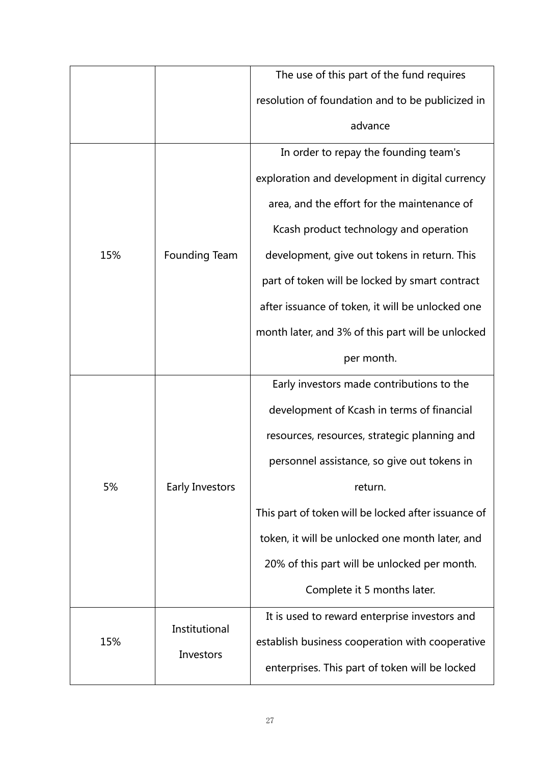| | | |
|---|---|---|
| | | The use of this part of the fund requires resolution of foundation and to be publicized in advance |
| 15% | Founding Team | In order to repay the founding team's exploration and development in digital currency area, and the effort for the maintenance of Kcash product technology and operation development, give out tokens in return. This part of token will be locked by smart contract after issuance of token, it will be unlocked one month later, and 3% of this part will be unlocked per month. |
| 5% | Early Investors | Early investors made contributions to the development of Kcash in terms of financial resources, resources, strategic planning and personnel assistance, so give out tokens in return.<br>This part of token will be locked after issuance of token, it will be unlocked one month later, and 20% of this part will be unlocked per month. Complete it 5 months later. |
| 15% | Institutional Investors | It is used to reward enterprise investors and establish business cooperation with cooperative enterprises. This part of token will be locked |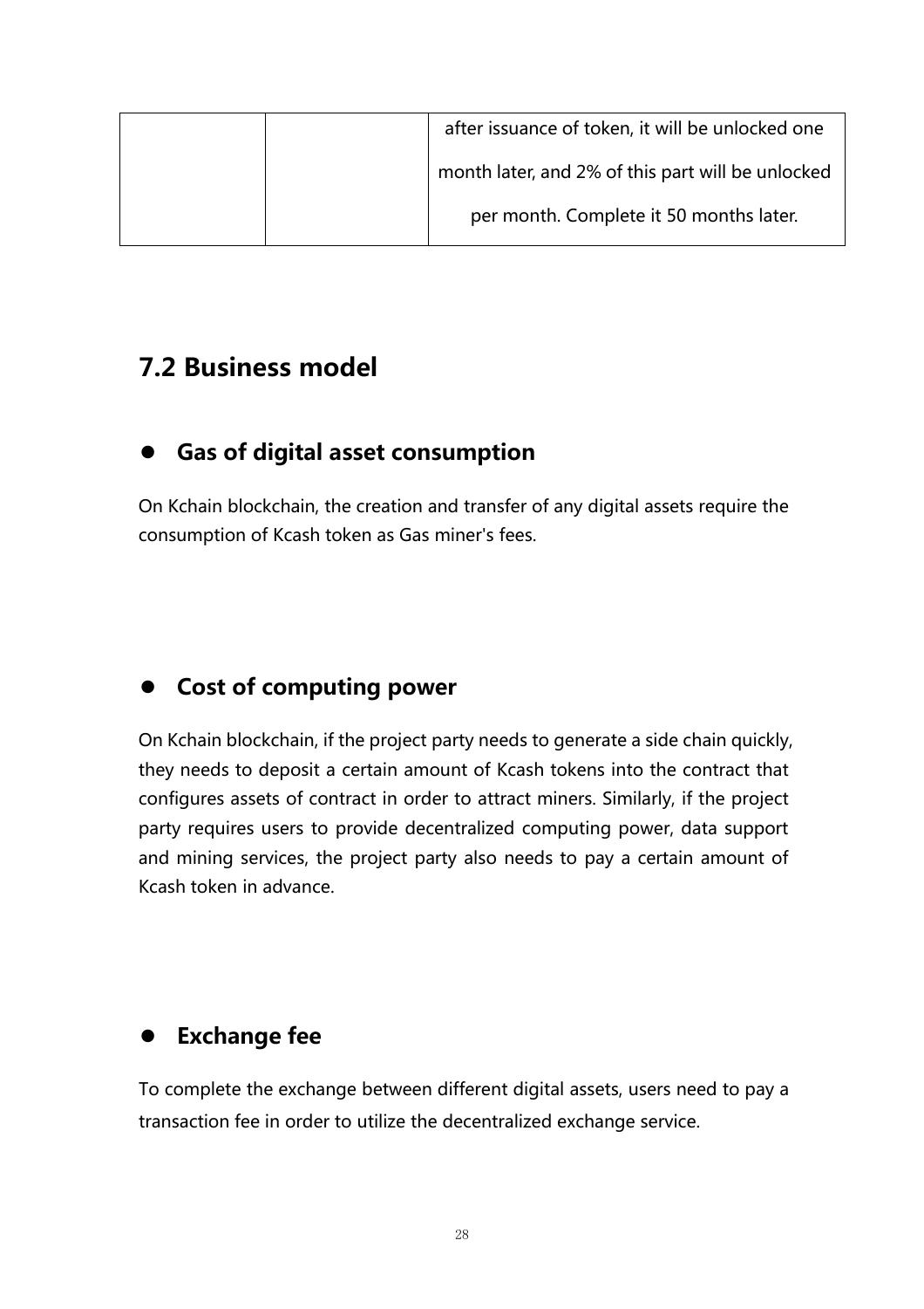| | | after issuance of token, it will be unlocked one month later, and 2% of this part will be unlocked per month. Complete it 50 months later. |
|---|---|---|

## 7.2 Business model

- **Gas of digital asset consumption**

On Kchain blockchain, the creation and transfer of any digital assets require the consumption of Kcash token as Gas miner's fees.

- **Cost of computing power**

On Kchain blockchain, if the project party needs to generate a side chain quickly, they needs to deposit a certain amount of Kcash tokens into the contract that configures assets of contract in order to attract miners. Similarly, if the project party requires users to provide decentralized computing power, data support and mining services, the project party also needs to pay a certain amount of Kcash token in advance.

- **Exchange fee**

To complete the exchange between different digital assets, users need to pay a transaction fee in order to utilize the decentralized exchange service.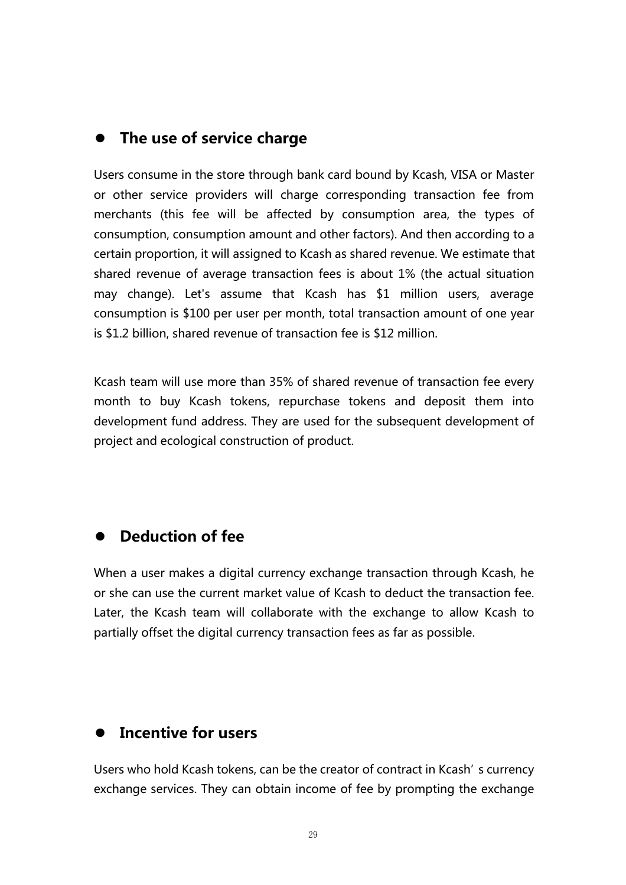- **The use of service charge**

Users consume in the store through bank card bound by Kcash, VISA or Master or other service providers will charge corresponding transaction fee from merchants (this fee will be affected by consumption area, the types of consumption, consumption amount and other factors). And then according to a certain proportion, it will assigned to Kcash as shared revenue. We estimate that shared revenue of average transaction fees is about 1% (the actual situation may change). Let's assume that Kcash has $1 million users, average consumption is $100 per user per month, total transaction amount of one year is $1.2 billion, shared revenue of transaction fee is $12 million.

Kcash team will use more than 35% of shared revenue of transaction fee every month to buy Kcash tokens, repurchase tokens and deposit them into development fund address. They are used for the subsequent development of project and ecological construction of product.

- **Deduction of fee**

When a user makes a digital currency exchange transaction through Kcash, he or she can use the current market value of Kcash to deduct the transaction fee. Later, the Kcash team will collaborate with the exchange to allow Kcash to partially offset the digital currency transaction fees as far as possible.

- **Incentive for users**

Users who hold Kcash tokens, can be the creator of contract in Kcash’s currency exchange services. They can obtain income of fee by prompting the exchange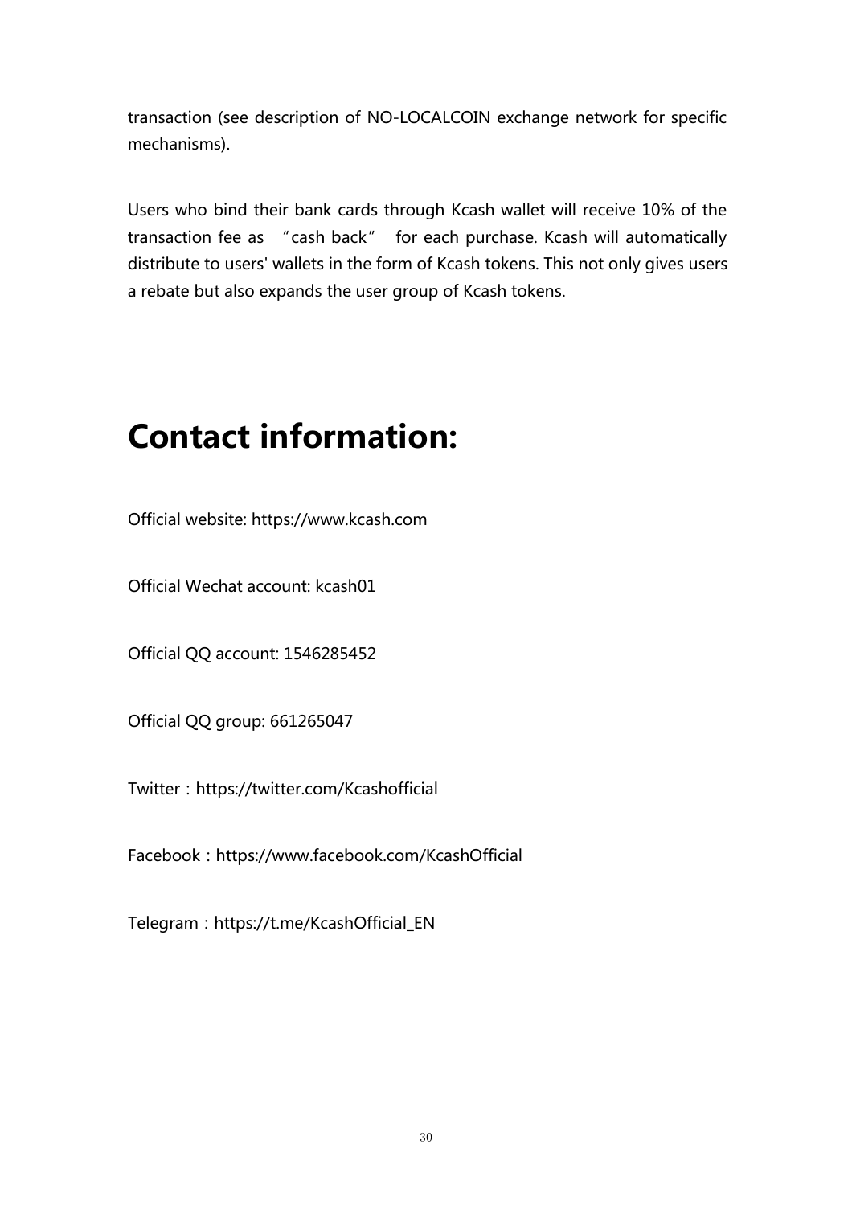transaction (see description of NO-LOCALCOIN exchange network for specific mechanisms).

Users who bind their bank cards through Kcash wallet will receive 10% of the transaction fee as “cash back” for each purchase. Kcash will automatically distribute to users' wallets in the form of Kcash tokens. This not only gives users a rebate but also expands the user group of Kcash tokens.

# Contact information:

Official website: https://www.kcash.com

Official Wechat account: kcash01

Official QQ account: 1546285452

Official QQ group: 661265047

Twitter：https://twitter.com/Kcashofficial

Facebook：https://www.facebook.com/KcashOfficial

Telegram：https://t.me/KcashOfficial_EN